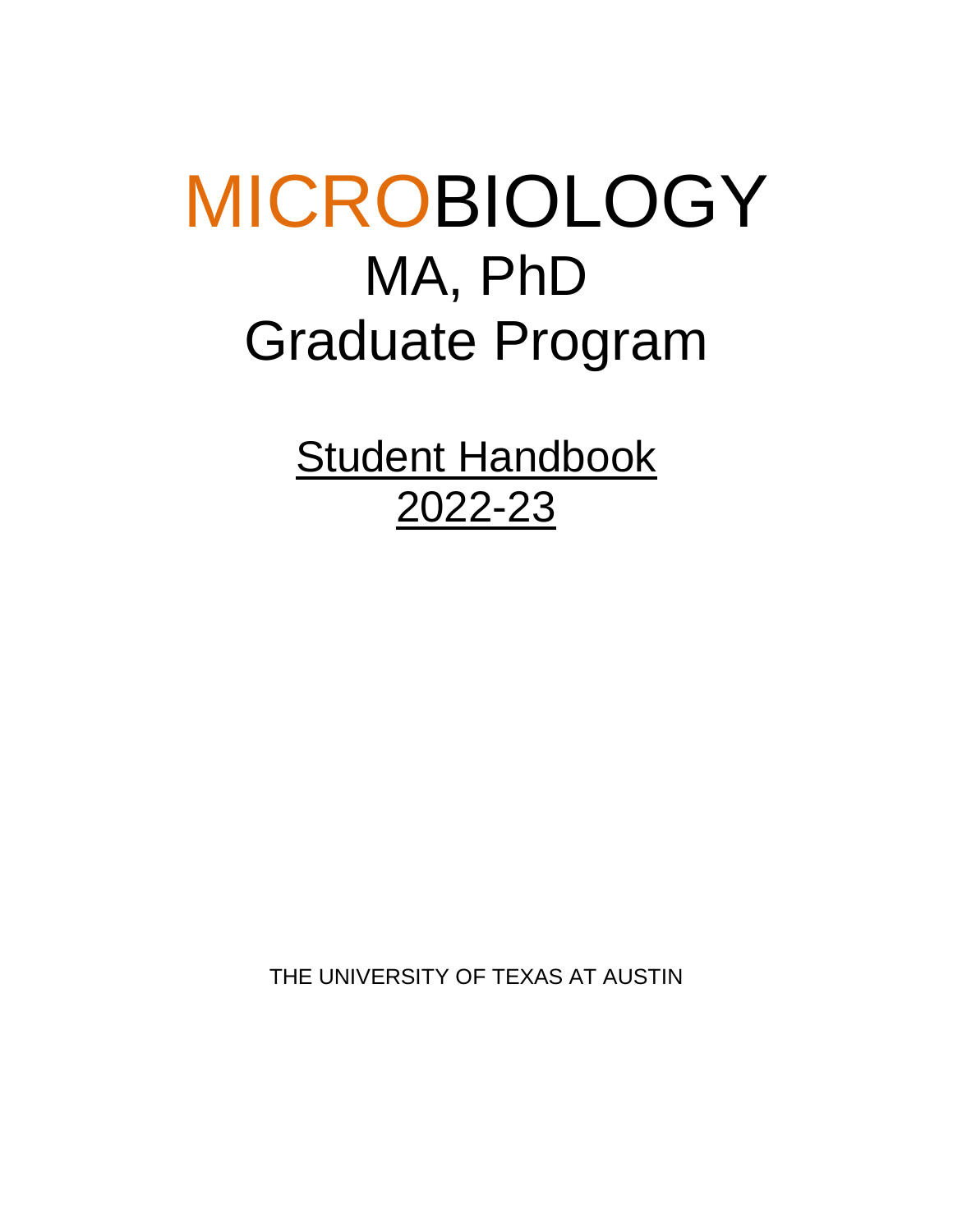# MICROBIOLOGY

## MA, PhD

## Graduate Program

Student Handbook

2022-23

THE UNIVERSITY OF TEXAS AT AUSTIN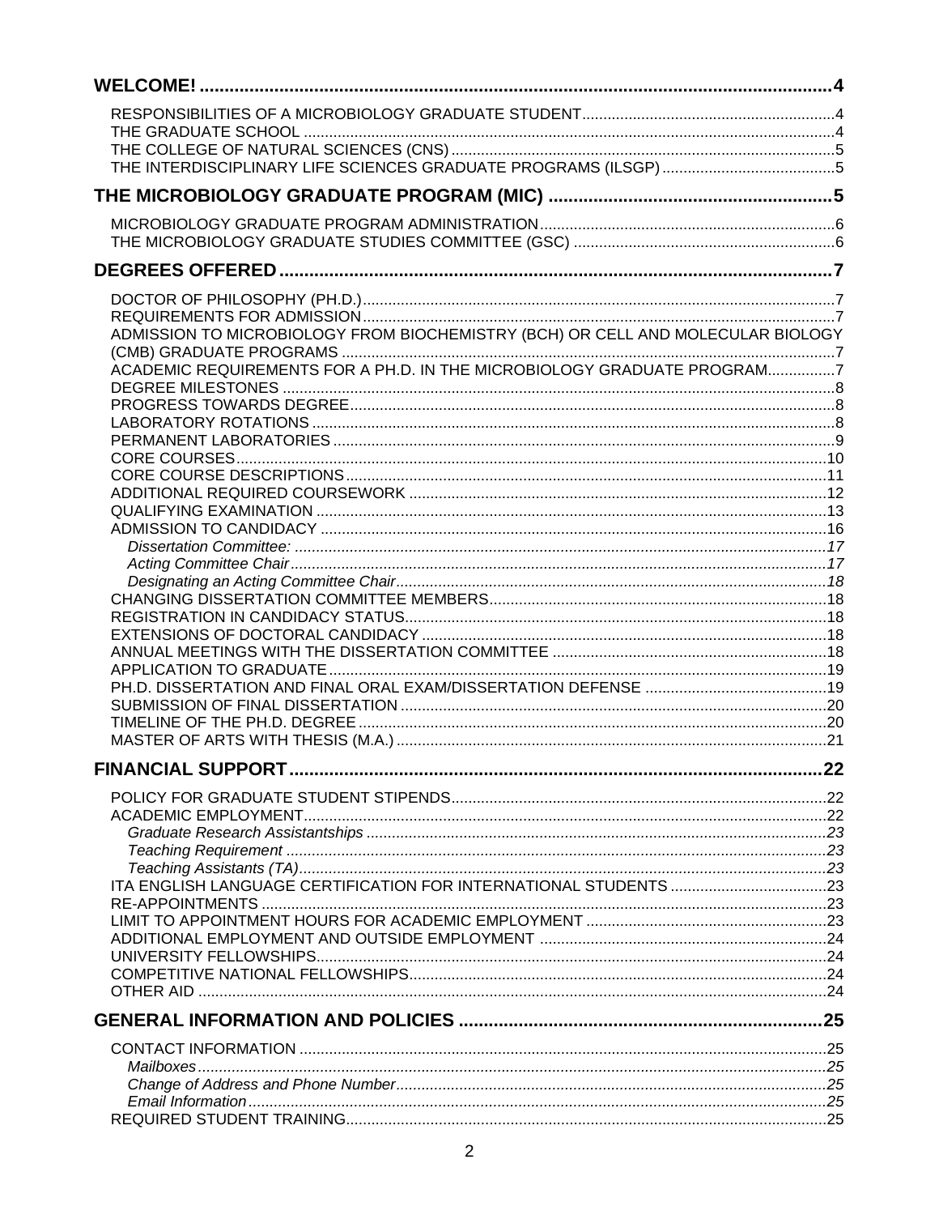**WELCOME!** ..... 4

- RESPONSIBILITIES OF A MICROBIOLOGY GRADUATE STUDENT ..... 4
- THE GRADUATE SCHOOL ..... 4
- THE COLLEGE OF NATURAL SCIENCES (CNS) ..... 5
- THE INTERDISCIPLINARY LIFE SCIENCES GRADUATE PROGRAMS (ILSGP) ..... 5

**THE MICROBIOLOGY GRADUATE PROGRAM (MIC)** ..... 5

- MICROBIOLOGY GRADUATE PROGRAM ADMINISTRATION ..... 6
- THE MICROBIOLOGY GRADUATE STUDIES COMMITTEE (GSC) ..... 6

**DEGREES OFFERED** ..... 7

- DOCTOR OF PHILOSOPHY (PH.D.) ..... 7
- REQUIREMENTS FOR ADMISSION ..... 7
- ADMISSION TO MICROBIOLOGY FROM BIOCHEMISTRY (BCH) OR CELL AND MOLECULAR BIOLOGY (CMB) GRADUATE PROGRAMS ..... 7
- ACADEMIC REQUIREMENTS FOR A PH.D. IN THE MICROBIOLOGY GRADUATE PROGRAM ..... 7
- DEGREE MILESTONES ..... 8
- PROGRESS TOWARDS DEGREE ..... 8
- LABORATORY ROTATIONS ..... 8
- PERMANENT LABORATORIES ..... 9
- CORE COURSES ..... 10
- CORE COURSE DESCRIPTIONS ..... 11
- ADDITIONAL REQUIRED COURSEWORK ..... 12
- QUALIFYING EXAMINATION ..... 13
- ADMISSION TO CANDIDACY ..... 16
  - *Dissertation Committee:* ..... 17
  - *Acting Committee Chair* ..... 17
  - *Designating an Acting Committee Chair* ..... 18
- CHANGING DISSERTATION COMMITTEE MEMBERS ..... 18
- REGISTRATION IN CANDIDACY STATUS ..... 18
- EXTENSIONS OF DOCTORAL CANDIDACY ..... 18
- ANNUAL MEETINGS WITH THE DISSERTATION COMMITTEE ..... 18
- APPLICATION TO GRADUATE ..... 19
- PH.D. DISSERTATION AND FINAL ORAL EXAM/DISSERTATION DEFENSE ..... 19
- SUBMISSION OF FINAL DISSERTATION ..... 20
- TIMELINE OF THE PH.D. DEGREE ..... 20
- MASTER OF ARTS WITH THESIS (M.A.) ..... 21

**FINANCIAL SUPPORT** ..... 22

- POLICY FOR GRADUATE STUDENT STIPENDS ..... 22
- ACADEMIC EMPLOYMENT ..... 22
  - *Graduate Research Assistantships* ..... 23
  - *Teaching Requirement* ..... 23
  - *Teaching Assistants (TA)* ..... 23
- ITA ENGLISH LANGUAGE CERTIFICATION FOR INTERNATIONAL STUDENTS ..... 23
- RE-APPOINTMENTS ..... 23
- LIMIT TO APPOINTMENT HOURS FOR ACADEMIC EMPLOYMENT ..... 23
- ADDITIONAL EMPLOYMENT AND OUTSIDE EMPLOYMENT ..... 24
- UNIVERSITY FELLOWSHIPS ..... 24
- COMPETITIVE NATIONAL FELLOWSHIPS ..... 24
- OTHER AID ..... 24

**GENERAL INFORMATION AND POLICIES** ..... 25

- CONTACT INFORMATION ..... 25
  - *Mailboxes* ..... 25
  - *Change of Address and Phone Number* ..... 25
  - *Email Information* ..... 25
- REQUIRED STUDENT TRAINING ..... 25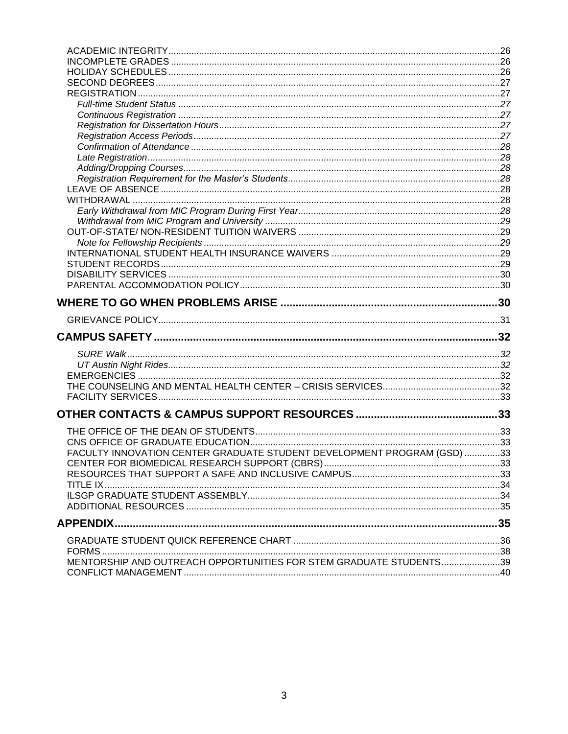ACADEMIC INTEGRITY ..... 26
INCOMPLETE GRADES ..... 26
HOLIDAY SCHEDULES ..... 26
SECOND DEGREES ..... 27
REGISTRATION ..... 27
*Full-time Student Status* ..... 27
*Continuous Registration* ..... 27
*Registration for Dissertation Hours* ..... 27
*Registration Access Periods* ..... 27
*Confirmation of Attendance* ..... 28
*Late Registration* ..... 28
*Adding/Dropping Courses* ..... 28
*Registration Requirement for the Master's Students* ..... 28
LEAVE OF ABSENCE ..... 28
WITHDRAWAL ..... 28
*Early Withdrawal from MIC Program During First Year* ..... 28
*Withdrawal from MIC Program and University* ..... 29
OUT-OF-STATE/ NON-RESIDENT TUITION WAIVERS ..... 29
*Note for Fellowship Recipients* ..... 29
INTERNATIONAL STUDENT HEALTH INSURANCE WAIVERS ..... 29
STUDENT RECORDS ..... 29
DISABILITY SERVICES ..... 30
PARENTAL ACCOMMODATION POLICY ..... 30

**WHERE TO GO WHEN PROBLEMS ARISE ..... 30**

GRIEVANCE POLICY ..... 31

**CAMPUS SAFETY ..... 32**

*SURE Walk* ..... 32
*UT Austin Night Rides* ..... 32
EMERGENCIES ..... 32
THE COUNSELING AND MENTAL HEALTH CENTER – CRISIS SERVICES ..... 32
FACILITY SERVICES ..... 33

**OTHER CONTACTS & CAMPUS SUPPORT RESOURCES ..... 33**

THE OFFICE OF THE DEAN OF STUDENTS ..... 33
CNS OFFICE OF GRADUATE EDUCATION ..... 33
FACULTY INNOVATION CENTER GRADUATE STUDENT DEVELOPMENT PROGRAM (GSD) ..... 33
CENTER FOR BIOMEDICAL RESEARCH SUPPORT (CBRS) ..... 33
RESOURCES THAT SUPPORT A SAFE AND INCLUSIVE CAMPUS ..... 33
TITLE IX ..... 34
ILSGP GRADUATE STUDENT ASSEMBLY ..... 34
ADDITIONAL RESOURCES ..... 35

**APPENDIX ..... 35**

GRADUATE STUDENT QUICK REFERENCE CHART ..... 36
FORMS ..... 38
MENTORSHIP AND OUTREACH OPPORTUNITIES FOR STEM GRADUATE STUDENTS ..... 39
CONFLICT MANAGEMENT ..... 40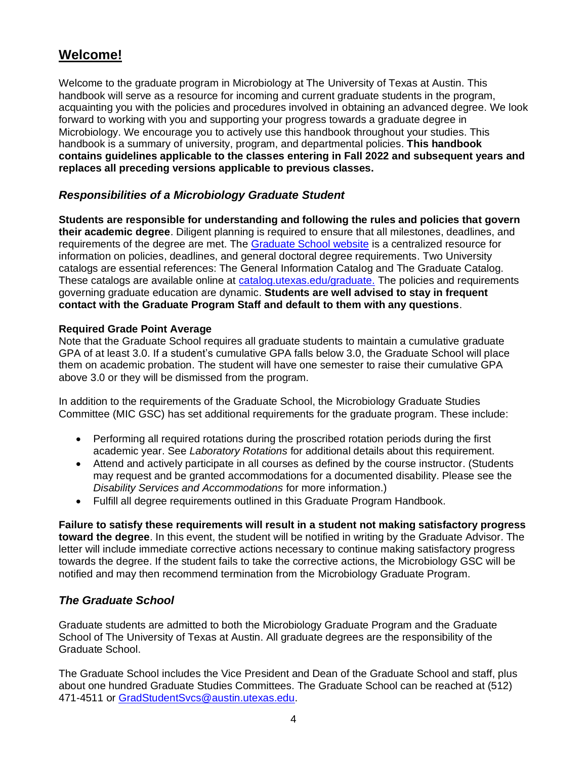## Welcome!

Welcome to the graduate program in Microbiology at The University of Texas at Austin. This handbook will serve as a resource for incoming and current graduate students in the program, acquainting you with the policies and procedures involved in obtaining an advanced degree. We look forward to working with you and supporting your progress towards a graduate degree in Microbiology. We encourage you to actively use this handbook throughout your studies. This handbook is a summary of university, program, and departmental policies. **This handbook contains guidelines applicable to the classes entering in Fall 2022 and subsequent years and replaces all preceding versions applicable to previous classes.**

### *Responsibilities of a Microbiology Graduate Student*

**Students are responsible for understanding and following the rules and policies that govern their academic degree**. Diligent planning is required to ensure that all milestones, deadlines, and requirements of the degree are met. The Graduate School website is a centralized resource for information on policies, deadlines, and general doctoral degree requirements. Two University catalogs are essential references: The General Information Catalog and The Graduate Catalog. These catalogs are available online at catalog.utexas.edu/graduate. The policies and requirements governing graduate education are dynamic. **Students are well advised to stay in frequent contact with the Graduate Program Staff and default to them with any questions**.

**Required Grade Point Average**

Note that the Graduate School requires all graduate students to maintain a cumulative graduate GPA of at least 3.0. If a student's cumulative GPA falls below 3.0, the Graduate School will place them on academic probation. The student will have one semester to raise their cumulative GPA above 3.0 or they will be dismissed from the program.

In addition to the requirements of the Graduate School, the Microbiology Graduate Studies Committee (MIC GSC) has set additional requirements for the graduate program. These include:

- Performing all required rotations during the proscribed rotation periods during the first academic year. See *Laboratory Rotations* for additional details about this requirement.
- Attend and actively participate in all courses as defined by the course instructor. (Students may request and be granted accommodations for a documented disability. Please see the *Disability Services and Accommodations* for more information.)
- Fulfill all degree requirements outlined in this Graduate Program Handbook.

**Failure to satisfy these requirements will result in a student not making satisfactory progress toward the degree**. In this event, the student will be notified in writing by the Graduate Advisor. The letter will include immediate corrective actions necessary to continue making satisfactory progress towards the degree. If the student fails to take the corrective actions, the Microbiology GSC will be notified and may then recommend termination from the Microbiology Graduate Program.

### *The Graduate School*

Graduate students are admitted to both the Microbiology Graduate Program and the Graduate School of The University of Texas at Austin. All graduate degrees are the responsibility of the Graduate School.

The Graduate School includes the Vice President and Dean of the Graduate School and staff, plus about one hundred Graduate Studies Committees. The Graduate School can be reached at (512) 471-4511 or GradStudentSvcs@austin.utexas.edu.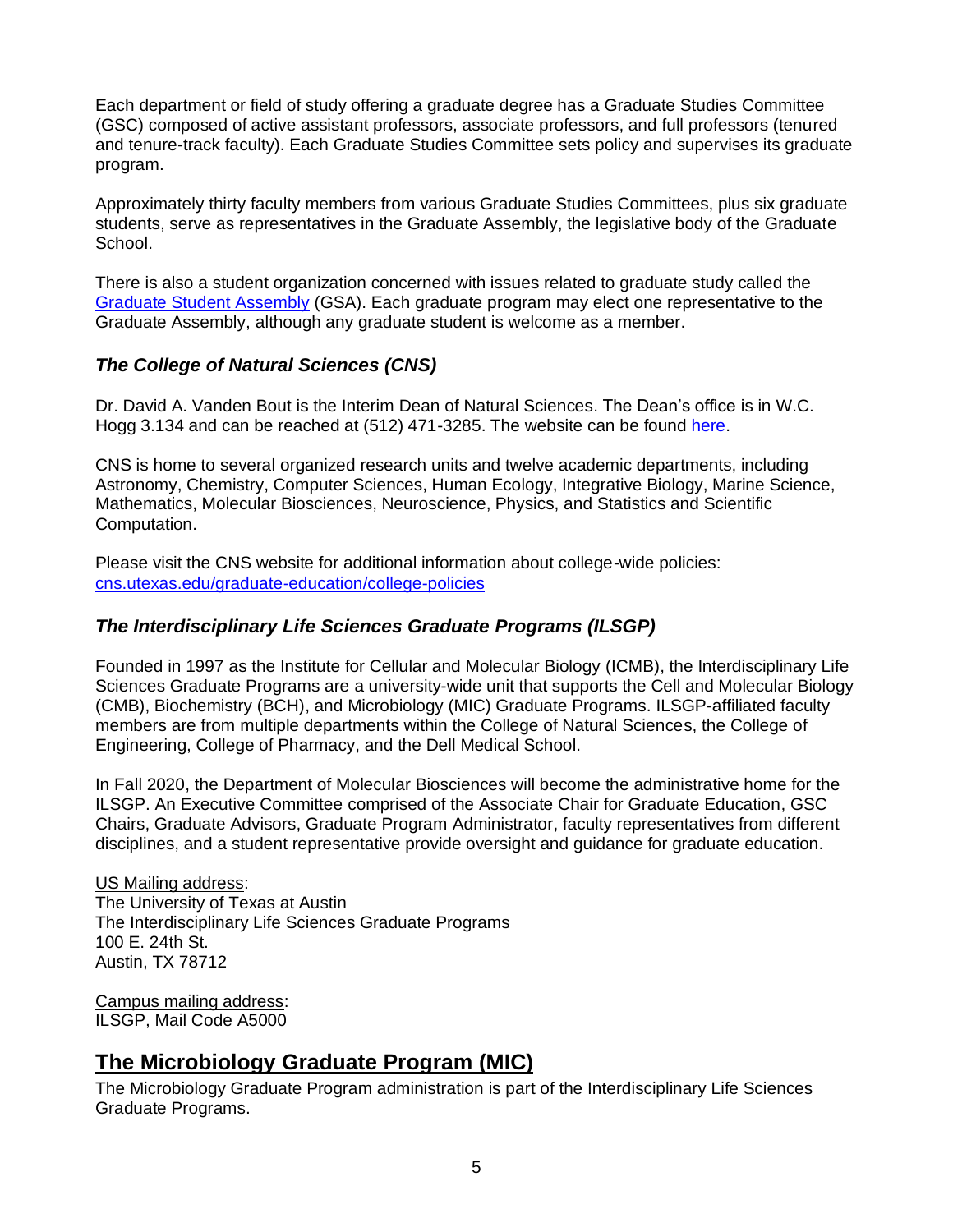Each department or field of study offering a graduate degree has a Graduate Studies Committee (GSC) composed of active assistant professors, associate professors, and full professors (tenured and tenure-track faculty). Each Graduate Studies Committee sets policy and supervises its graduate program.

Approximately thirty faculty members from various Graduate Studies Committees, plus six graduate students, serve as representatives in the Graduate Assembly, the legislative body of the Graduate School.

There is also a student organization concerned with issues related to graduate study called the Graduate Student Assembly (GSA). Each graduate program may elect one representative to the Graduate Assembly, although any graduate student is welcome as a member.

### *The College of Natural Sciences (CNS)*

Dr. David A. Vanden Bout is the Interim Dean of Natural Sciences. The Dean's office is in W.C. Hogg 3.134 and can be reached at (512) 471-3285. The website can be found here.

CNS is home to several organized research units and twelve academic departments, including Astronomy, Chemistry, Computer Sciences, Human Ecology, Integrative Biology, Marine Science, Mathematics, Molecular Biosciences, Neuroscience, Physics, and Statistics and Scientific Computation.

Please visit the CNS website for additional information about college-wide policies: cns.utexas.edu/graduate-education/college-policies

### *The Interdisciplinary Life Sciences Graduate Programs (ILSGP)*

Founded in 1997 as the Institute for Cellular and Molecular Biology (ICMB), the Interdisciplinary Life Sciences Graduate Programs are a university-wide unit that supports the Cell and Molecular Biology (CMB), Biochemistry (BCH), and Microbiology (MIC) Graduate Programs. ILSGP-affiliated faculty members are from multiple departments within the College of Natural Sciences, the College of Engineering, College of Pharmacy, and the Dell Medical School.

In Fall 2020, the Department of Molecular Biosciences will become the administrative home for the ILSGP. An Executive Committee comprised of the Associate Chair for Graduate Education, GSC Chairs, Graduate Advisors, Graduate Program Administrator, faculty representatives from different disciplines, and a student representative provide oversight and guidance for graduate education.

US Mailing address:
The University of Texas at Austin
The Interdisciplinary Life Sciences Graduate Programs
100 E. 24th St.
Austin, TX 78712

Campus mailing address:
ILSGP, Mail Code A5000

## The Microbiology Graduate Program (MIC)

The Microbiology Graduate Program administration is part of the Interdisciplinary Life Sciences Graduate Programs.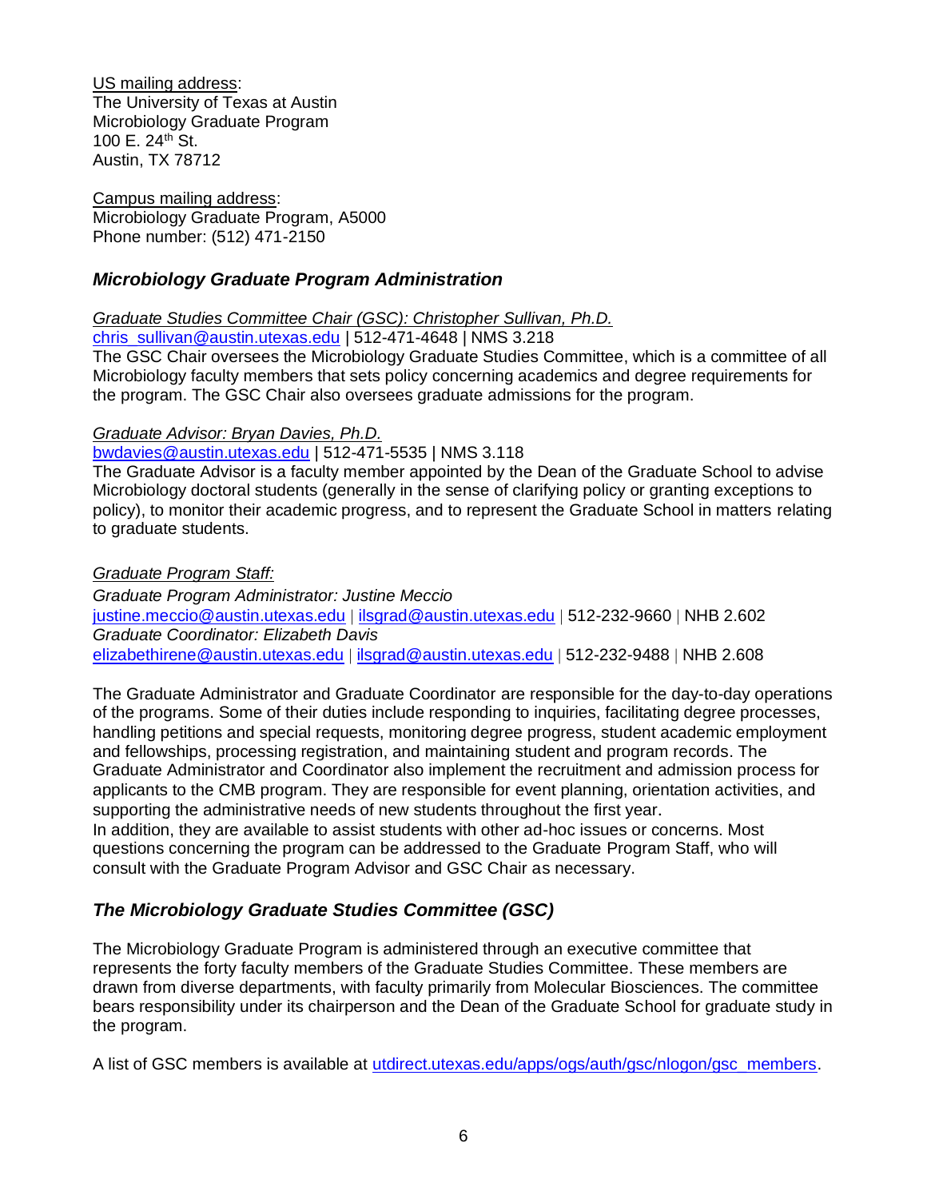US mailing address:
The University of Texas at Austin
Microbiology Graduate Program
100 E. 24th St.
Austin, TX 78712

Campus mailing address:
Microbiology Graduate Program, A5000
Phone number: (512) 471-2150

## *Microbiology Graduate Program Administration*

*Graduate Studies Committee Chair (GSC): Christopher Sullivan, Ph.D.*
chris_sullivan@austin.utexas.edu | 512-471-4648 | NMS 3.218
The GSC Chair oversees the Microbiology Graduate Studies Committee, which is a committee of all Microbiology faculty members that sets policy concerning academics and degree requirements for the program. The GSC Chair also oversees graduate admissions for the program.

*Graduate Advisor: Bryan Davies, Ph.D.*
bwdavies@austin.utexas.edu | 512-471-5535 | NMS 3.118
The Graduate Advisor is a faculty member appointed by the Dean of the Graduate School to advise Microbiology doctoral students (generally in the sense of clarifying policy or granting exceptions to policy), to monitor their academic progress, and to represent the Graduate School in matters relating to graduate students.

*Graduate Program Staff:*
*Graduate Program Administrator: Justine Meccio*
justine.meccio@austin.utexas.edu | ilsgrad@austin.utexas.edu | 512-232-9660 | NHB 2.602
*Graduate Coordinator: Elizabeth Davis*
elizabethirene@austin.utexas.edu | ilsgrad@austin.utexas.edu | 512-232-9488 | NHB 2.608

The Graduate Administrator and Graduate Coordinator are responsible for the day-to-day operations of the programs. Some of their duties include responding to inquiries, facilitating degree processes, handling petitions and special requests, monitoring degree progress, student academic employment and fellowships, processing registration, and maintaining student and program records. The Graduate Administrator and Coordinator also implement the recruitment and admission process for applicants to the CMB program. They are responsible for event planning, orientation activities, and supporting the administrative needs of new students throughout the first year.
In addition, they are available to assist students with other ad-hoc issues or concerns. Most questions concerning the program can be addressed to the Graduate Program Staff, who will consult with the Graduate Program Advisor and GSC Chair as necessary.

## *The Microbiology Graduate Studies Committee (GSC)*

The Microbiology Graduate Program is administered through an executive committee that represents the forty faculty members of the Graduate Studies Committee. These members are drawn from diverse departments, with faculty primarily from Molecular Biosciences. The committee bears responsibility under its chairperson and the Dean of the Graduate School for graduate study in the program.

A list of GSC members is available at utdirect.utexas.edu/apps/ogs/auth/gsc/nlogon/gsc_members.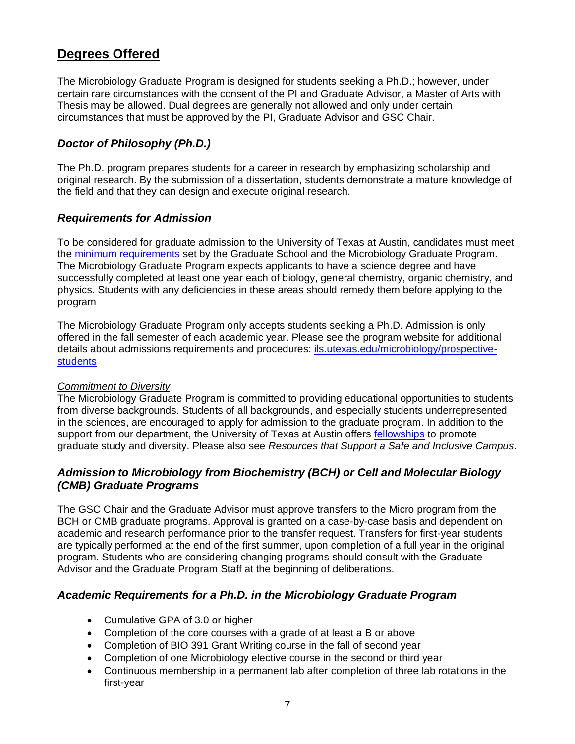## Degrees Offered

The Microbiology Graduate Program is designed for students seeking a Ph.D.; however, under certain rare circumstances with the consent of the PI and Graduate Advisor, a Master of Arts with Thesis may be allowed. Dual degrees are generally not allowed and only under certain circumstances that must be approved by the PI, Graduate Advisor and GSC Chair.

### *Doctor of Philosophy (Ph.D.)*

The Ph.D. program prepares students for a career in research by emphasizing scholarship and original research. By the submission of a dissertation, students demonstrate a mature knowledge of the field and that they can design and execute original research.

### *Requirements for Admission*

To be considered for graduate admission to the University of Texas at Austin, candidates must meet the minimum requirements set by the Graduate School and the Microbiology Graduate Program. The Microbiology Graduate Program expects applicants to have a science degree and have successfully completed at least one year each of biology, general chemistry, organic chemistry, and physics. Students with any deficiencies in these areas should remedy them before applying to the program

The Microbiology Graduate Program only accepts students seeking a Ph.D. Admission is only offered in the fall semester of each academic year. Please see the program website for additional details about admissions requirements and procedures: ils.utexas.edu/microbiology/prospective-students

*Commitment to Diversity*

The Microbiology Graduate Program is committed to providing educational opportunities to students from diverse backgrounds. Students of all backgrounds, and especially students underrepresented in the sciences, are encouraged to apply for admission to the graduate program. In addition to the support from our department, the University of Texas at Austin offers fellowships to promote graduate study and diversity. Please also see *Resources that Support a Safe and Inclusive Campus.*

### *Admission to Microbiology from Biochemistry (BCH) or Cell and Molecular Biology (CMB) Graduate Programs*

The GSC Chair and the Graduate Advisor must approve transfers to the Micro program from the BCH or CMB graduate programs. Approval is granted on a case-by-case basis and dependent on academic and research performance prior to the transfer request. Transfers for first-year students are typically performed at the end of the first summer, upon completion of a full year in the original program. Students who are considering changing programs should consult with the Graduate Advisor and the Graduate Program Staff at the beginning of deliberations.

### *Academic Requirements for a Ph.D. in the Microbiology Graduate Program*

- Cumulative GPA of 3.0 or higher
- Completion of the core courses with a grade of at least a B or above
- Completion of BIO 391 Grant Writing course in the fall of second year
- Completion of one Microbiology elective course in the second or third year
- Continuous membership in a permanent lab after completion of three lab rotations in the first-year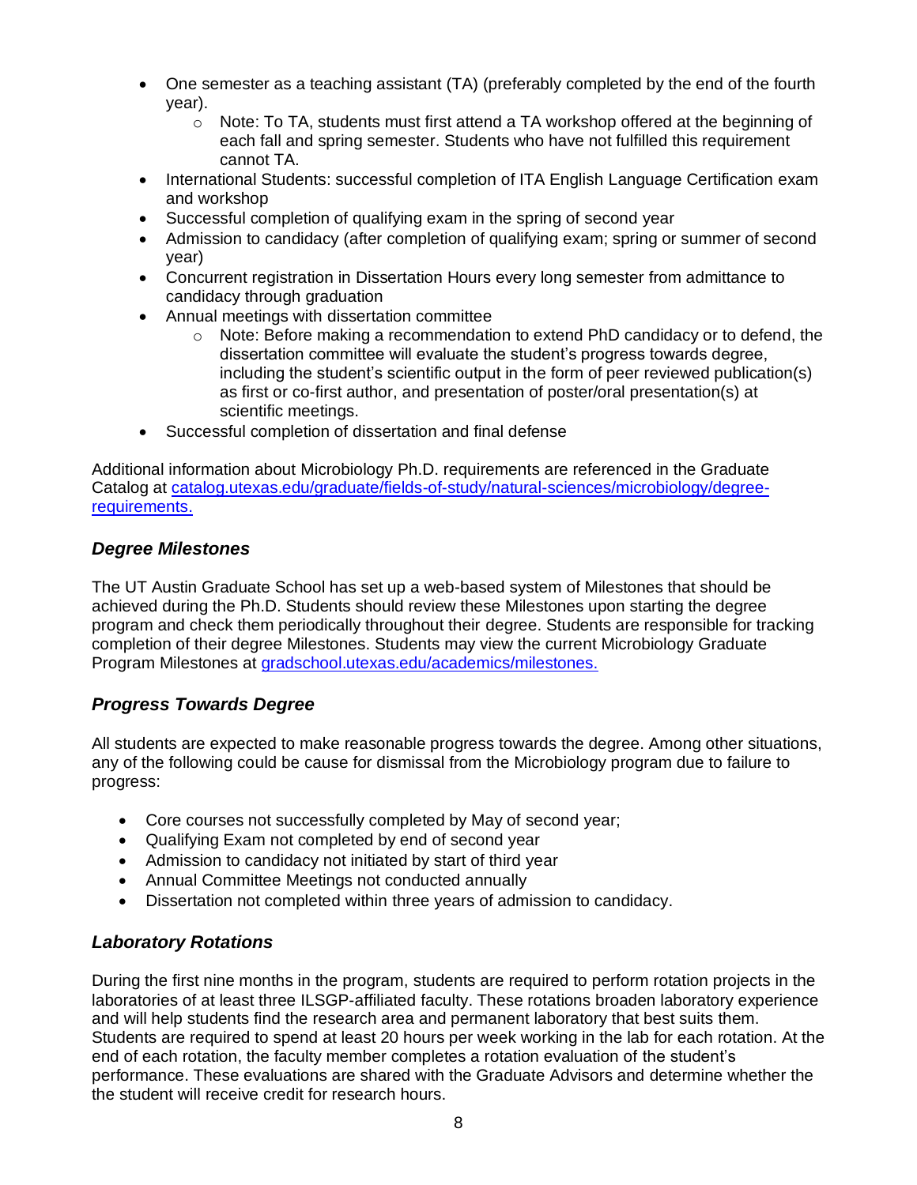- One semester as a teaching assistant (TA) (preferably completed by the end of the fourth year).
    - Note: To TA, students must first attend a TA workshop offered at the beginning of each fall and spring semester. Students who have not fulfilled this requirement cannot TA.
- International Students: successful completion of ITA English Language Certification exam and workshop
- Successful completion of qualifying exam in the spring of second year
- Admission to candidacy (after completion of qualifying exam; spring or summer of second year)
- Concurrent registration in Dissertation Hours every long semester from admittance to candidacy through graduation
- Annual meetings with dissertation committee
    - Note: Before making a recommendation to extend PhD candidacy or to defend, the dissertation committee will evaluate the student's progress towards degree, including the student's scientific output in the form of peer reviewed publication(s) as first or co-first author, and presentation of poster/oral presentation(s) at scientific meetings.
- Successful completion of dissertation and final defense

Additional information about Microbiology Ph.D. requirements are referenced in the Graduate Catalog at [catalog.utexas.edu/graduate/fields-of-study/natural-sciences/microbiology/degree-requirements.](https://catalog.utexas.edu/graduate/fields-of-study/natural-sciences/microbiology/degree-requirements)

### *Degree Milestones*

The UT Austin Graduate School has set up a web-based system of Milestones that should be achieved during the Ph.D. Students should review these Milestones upon starting the degree program and check them periodically throughout their degree. Students are responsible for tracking completion of their degree Milestones. Students may view the current Microbiology Graduate Program Milestones at [gradschool.utexas.edu/academics/milestones.](https://gradschool.utexas.edu/academics/milestones)

### *Progress Towards Degree*

All students are expected to make reasonable progress towards the degree. Among other situations, any of the following could be cause for dismissal from the Microbiology program due to failure to progress:

- Core courses not successfully completed by May of second year;
- Qualifying Exam not completed by end of second year
- Admission to candidacy not initiated by start of third year
- Annual Committee Meetings not conducted annually
- Dissertation not completed within three years of admission to candidacy.

### *Laboratory Rotations*

During the first nine months in the program, students are required to perform rotation projects in the laboratories of at least three ILSGP-affiliated faculty. These rotations broaden laboratory experience and will help students find the research area and permanent laboratory that best suits them. Students are required to spend at least 20 hours per week working in the lab for each rotation. At the end of each rotation, the faculty member completes a rotation evaluation of the student's performance. These evaluations are shared with the Graduate Advisors and determine whether the the student will receive credit for research hours.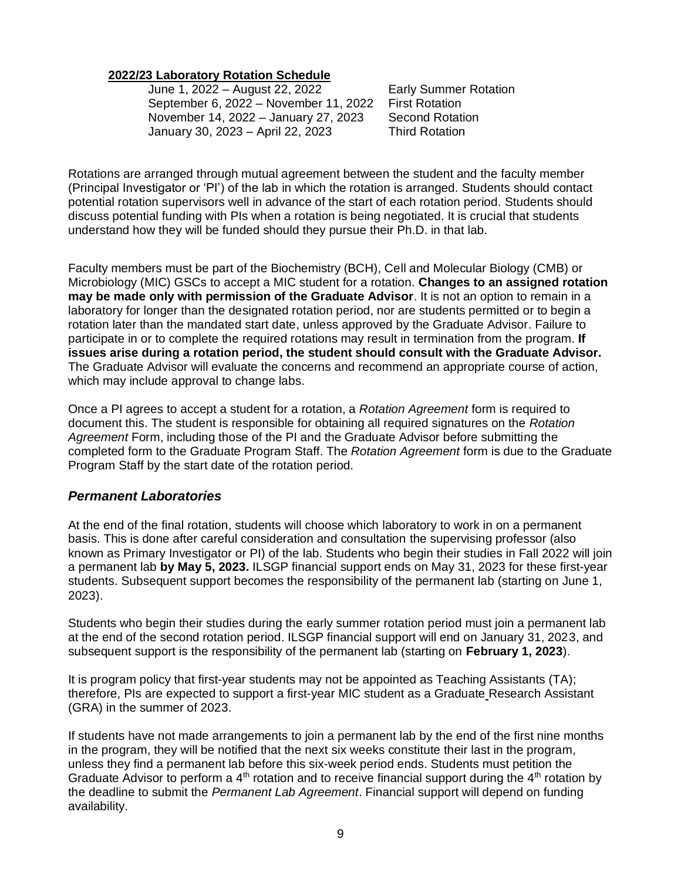**2022/23 Laboratory Rotation Schedule**

| | |
|---|---|
| June 1, 2022 – August 22, 2022 | Early Summer Rotation |
| September 6, 2022 – November 11, 2022 | First Rotation |
| November 14, 2022 – January 27, 2023 | Second Rotation |
| January 30, 2023 – April 22, 2023 | Third Rotation |

Rotations are arranged through mutual agreement between the student and the faculty member (Principal Investigator or 'PI') of the lab in which the rotation is arranged. Students should contact potential rotation supervisors well in advance of the start of each rotation period. Students should discuss potential funding with PIs when a rotation is being negotiated. It is crucial that students understand how they will be funded should they pursue their Ph.D. in that lab.

Faculty members must be part of the Biochemistry (BCH), Cell and Molecular Biology (CMB) or Microbiology (MIC) GSCs to accept a MIC student for a rotation. **Changes to an assigned rotation may be made only with permission of the Graduate Advisor**. It is not an option to remain in a laboratory for longer than the designated rotation period, nor are students permitted or to begin a rotation later than the mandated start date, unless approved by the Graduate Advisor. Failure to participate in or to complete the required rotations may result in termination from the program. **If issues arise during a rotation period, the student should consult with the Graduate Advisor.** The Graduate Advisor will evaluate the concerns and recommend an appropriate course of action, which may include approval to change labs.

Once a PI agrees to accept a student for a rotation, a *Rotation Agreement* form is required to document this. The student is responsible for obtaining all required signatures on the *Rotation Agreement* Form, including those of the PI and the Graduate Advisor before submitting the completed form to the Graduate Program Staff. The *Rotation Agreement* form is due to the Graduate Program Staff by the start date of the rotation period.

## *Permanent Laboratories*

At the end of the final rotation, students will choose which laboratory to work in on a permanent basis. This is done after careful consideration and consultation the supervising professor (also known as Primary Investigator or PI) of the lab. Students who begin their studies in Fall 2022 will join a permanent lab **by May 5, 2023.** ILSGP financial support ends on May 31, 2023 for these first-year students. Subsequent support becomes the responsibility of the permanent lab (starting on June 1, 2023).

Students who begin their studies during the early summer rotation period must join a permanent lab at the end of the second rotation period. ILSGP financial support will end on January 31, 2023, and subsequent support is the responsibility of the permanent lab (starting on **February 1, 2023**).

It is program policy that first-year students may not be appointed as Teaching Assistants (TA); therefore, PIs are expected to support a first-year MIC student as a Graduate Research Assistant (GRA) in the summer of 2023.

If students have not made arrangements to join a permanent lab by the end of the first nine months in the program, they will be notified that the next six weeks constitute their last in the program, unless they find a permanent lab before this six-week period ends. Students must petition the Graduate Advisor to perform a 4th rotation and to receive financial support during the 4th rotation by the deadline to submit the *Permanent Lab Agreement*. Financial support will depend on funding availability.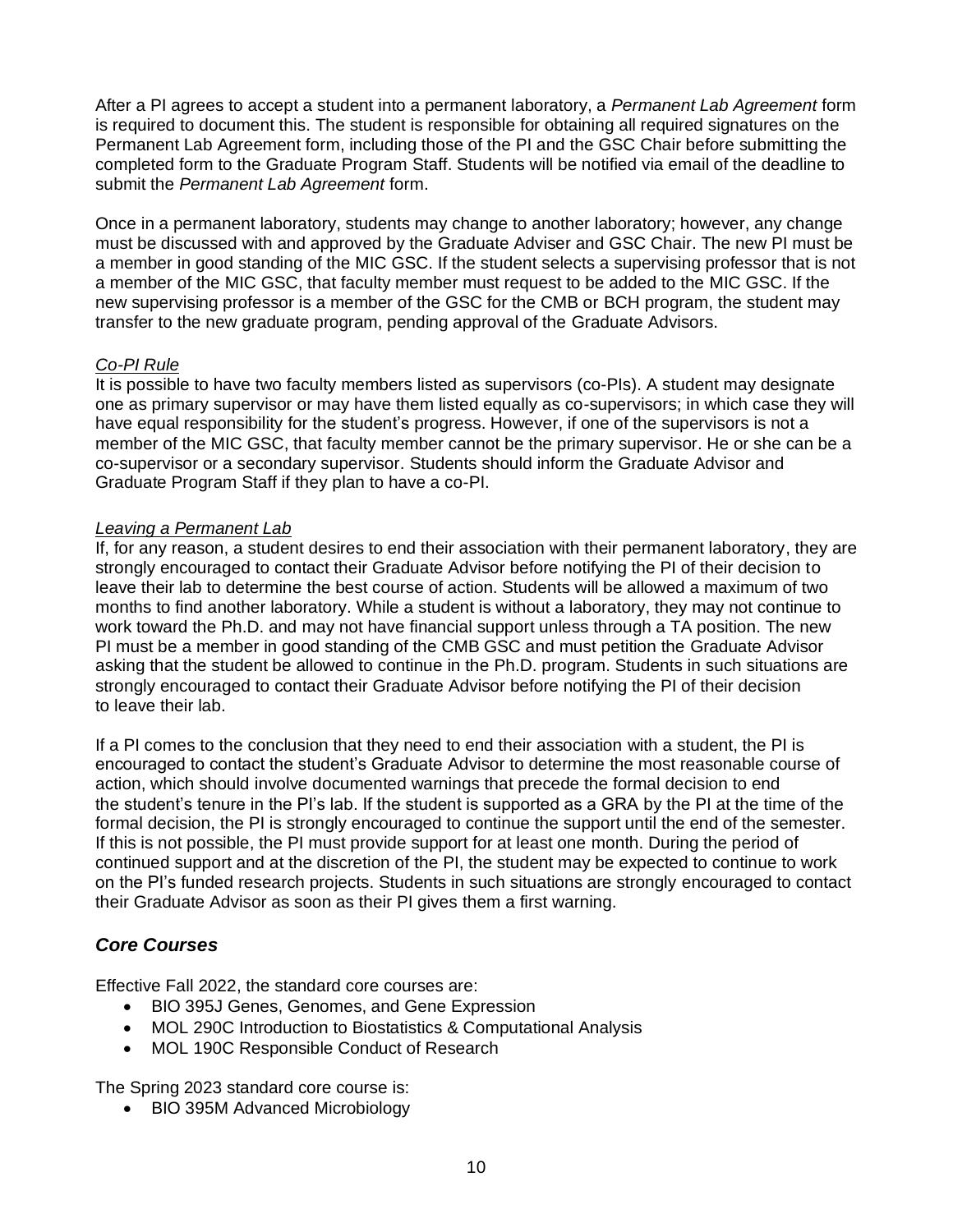After a PI agrees to accept a student into a permanent laboratory, a *Permanent Lab Agreement* form is required to document this. The student is responsible for obtaining all required signatures on the Permanent Lab Agreement form, including those of the PI and the GSC Chair before submitting the completed form to the Graduate Program Staff. Students will be notified via email of the deadline to submit the *Permanent Lab Agreement* form.

Once in a permanent laboratory, students may change to another laboratory; however, any change must be discussed with and approved by the Graduate Adviser and GSC Chair. The new PI must be a member in good standing of the MIC GSC. If the student selects a supervising professor that is not a member of the MIC GSC, that faculty member must request to be added to the MIC GSC. If the new supervising professor is a member of the GSC for the CMB or BCH program, the student may transfer to the new graduate program, pending approval of the Graduate Advisors.

*Co-PI Rule*

It is possible to have two faculty members listed as supervisors (co-PIs). A student may designate one as primary supervisor or may have them listed equally as co-supervisors; in which case they will have equal responsibility for the student's progress. However, if one of the supervisors is not a member of the MIC GSC, that faculty member cannot be the primary supervisor. He or she can be a co-supervisor or a secondary supervisor. Students should inform the Graduate Advisor and Graduate Program Staff if they plan to have a co-PI.

*Leaving a Permanent Lab*

If, for any reason, a student desires to end their association with their permanent laboratory, they are strongly encouraged to contact their Graduate Advisor before notifying the PI of their decision to leave their lab to determine the best course of action. Students will be allowed a maximum of two months to find another laboratory. While a student is without a laboratory, they may not continue to work toward the Ph.D. and may not have financial support unless through a TA position. The new PI must be a member in good standing of the CMB GSC and must petition the Graduate Advisor asking that the student be allowed to continue in the Ph.D. program. Students in such situations are strongly encouraged to contact their Graduate Advisor before notifying the PI of their decision to leave their lab.

If a PI comes to the conclusion that they need to end their association with a student, the PI is encouraged to contact the student's Graduate Advisor to determine the most reasonable course of action, which should involve documented warnings that precede the formal decision to end the student's tenure in the PI's lab. If the student is supported as a GRA by the PI at the time of the formal decision, the PI is strongly encouraged to continue the support until the end of the semester. If this is not possible, the PI must provide support for at least one month. During the period of continued support and at the discretion of the PI, the student may be expected to continue to work on the PI's funded research projects. Students in such situations are strongly encouraged to contact their Graduate Advisor as soon as their PI gives them a first warning.

## *Core Courses*

Effective Fall 2022, the standard core courses are:

- BIO 395J Genes, Genomes, and Gene Expression
- MOL 290C Introduction to Biostatistics & Computational Analysis
- MOL 190C Responsible Conduct of Research

The Spring 2023 standard core course is:

- BIO 395M Advanced Microbiology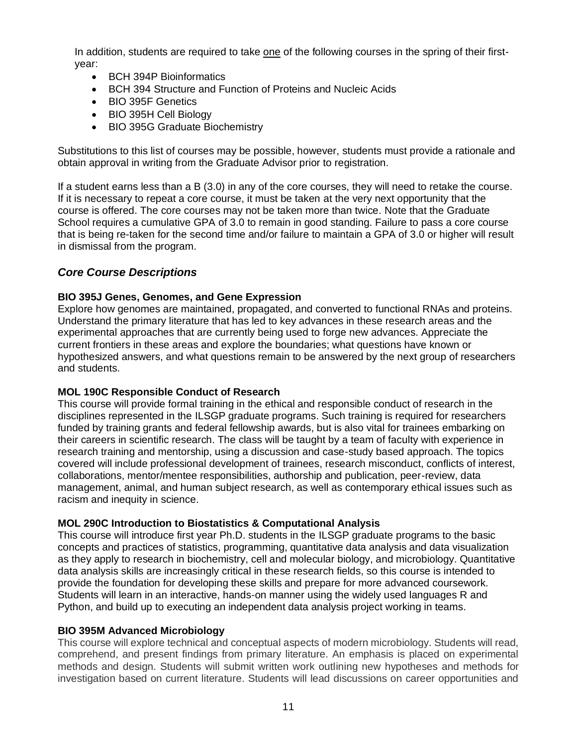In addition, students are required to take one of the following courses in the spring of their first-year:

- BCH 394P Bioinformatics
- BCH 394 Structure and Function of Proteins and Nucleic Acids
- BIO 395F Genetics
- BIO 395H Cell Biology
- BIO 395G Graduate Biochemistry

Substitutions to this list of courses may be possible, however, students must provide a rationale and obtain approval in writing from the Graduate Advisor prior to registration.

If a student earns less than a B (3.0) in any of the core courses, they will need to retake the course. If it is necessary to repeat a core course, it must be taken at the very next opportunity that the course is offered. The core courses may not be taken more than twice. Note that the Graduate School requires a cumulative GPA of 3.0 to remain in good standing. Failure to pass a core course that is being re-taken for the second time and/or failure to maintain a GPA of 3.0 or higher will result in dismissal from the program.

## *Core Course Descriptions*

**BIO 395J Genes, Genomes, and Gene Expression**
Explore how genomes are maintained, propagated, and converted to functional RNAs and proteins. Understand the primary literature that has led to key advances in these research areas and the experimental approaches that are currently being used to forge new advances. Appreciate the current frontiers in these areas and explore the boundaries; what questions have known or hypothesized answers, and what questions remain to be answered by the next group of researchers and students.

**MOL 190C Responsible Conduct of Research**
This course will provide formal training in the ethical and responsible conduct of research in the disciplines represented in the ILSGP graduate programs. Such training is required for researchers funded by training grants and federal fellowship awards, but is also vital for trainees embarking on their careers in scientific research. The class will be taught by a team of faculty with experience in research training and mentorship, using a discussion and case-study based approach. The topics covered will include professional development of trainees, research misconduct, conflicts of interest, collaborations, mentor/mentee responsibilities, authorship and publication, peer-review, data management, animal, and human subject research, as well as contemporary ethical issues such as racism and inequity in science.

**MOL 290C Introduction to Biostatistics & Computational Analysis**
This course will introduce first year Ph.D. students in the ILSGP graduate programs to the basic concepts and practices of statistics, programming, quantitative data analysis and data visualization as they apply to research in biochemistry, cell and molecular biology, and microbiology. Quantitative data analysis skills are increasingly critical in these research fields, so this course is intended to provide the foundation for developing these skills and prepare for more advanced coursework. Students will learn in an interactive, hands-on manner using the widely used languages R and Python, and build up to executing an independent data analysis project working in teams.

**BIO 395M Advanced Microbiology**
This course will explore technical and conceptual aspects of modern microbiology. Students will read, comprehend, and present findings from primary literature. An emphasis is placed on experimental methods and design. Students will submit written work outlining new hypotheses and methods for investigation based on current literature. Students will lead discussions on career opportunities and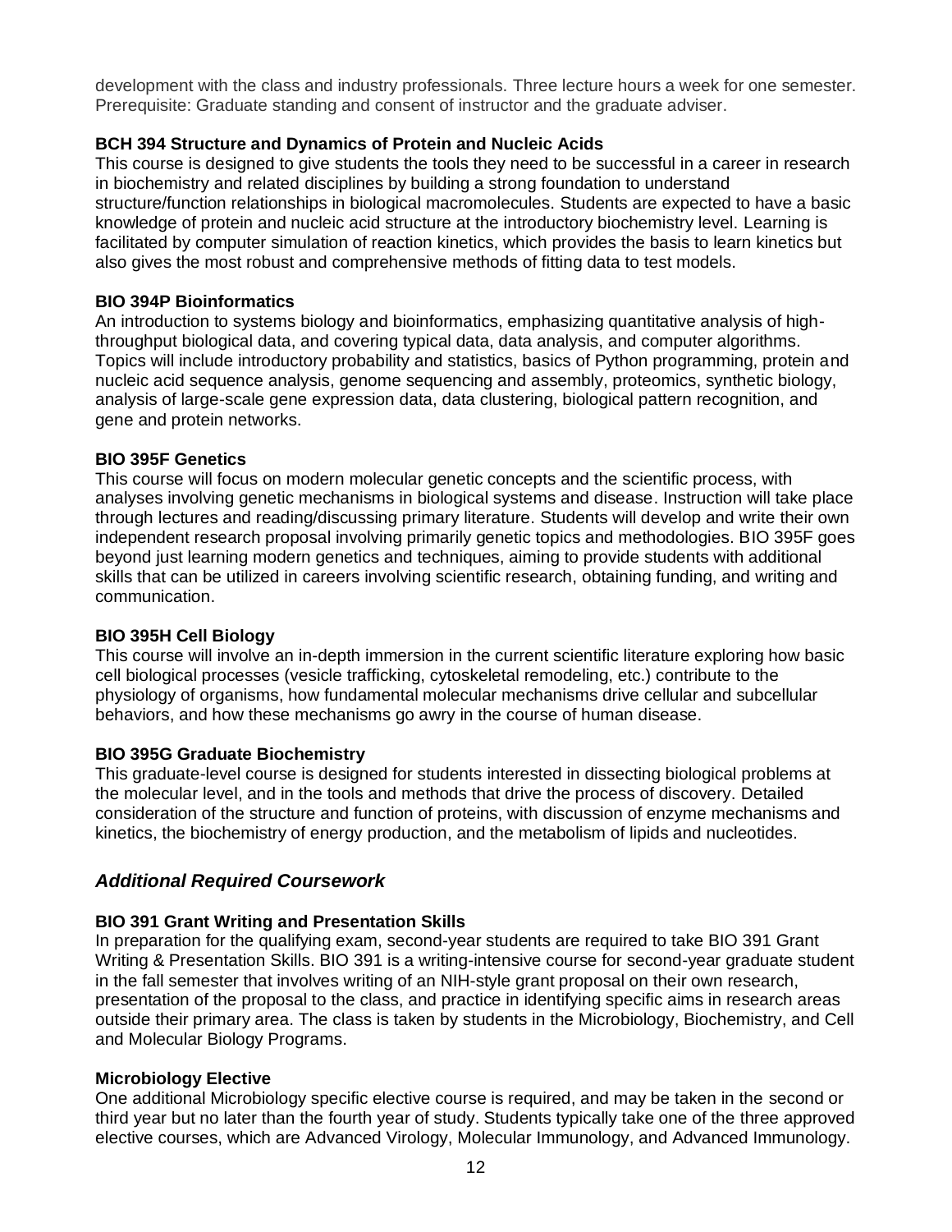development with the class and industry professionals. Three lecture hours a week for one semester. Prerequisite: Graduate standing and consent of instructor and the graduate adviser.

**BCH 394 Structure and Dynamics of Protein and Nucleic Acids**
This course is designed to give students the tools they need to be successful in a career in research in biochemistry and related disciplines by building a strong foundation to understand structure/function relationships in biological macromolecules. Students are expected to have a basic knowledge of protein and nucleic acid structure at the introductory biochemistry level. Learning is facilitated by computer simulation of reaction kinetics, which provides the basis to learn kinetics but also gives the most robust and comprehensive methods of fitting data to test models.

**BIO 394P Bioinformatics**
An introduction to systems biology and bioinformatics, emphasizing quantitative analysis of high-throughput biological data, and covering typical data, data analysis, and computer algorithms. Topics will include introductory probability and statistics, basics of Python programming, protein and nucleic acid sequence analysis, genome sequencing and assembly, proteomics, synthetic biology, analysis of large-scale gene expression data, data clustering, biological pattern recognition, and gene and protein networks.

**BIO 395F Genetics**
This course will focus on modern molecular genetic concepts and the scientific process, with analyses involving genetic mechanisms in biological systems and disease. Instruction will take place through lectures and reading/discussing primary literature. Students will develop and write their own independent research proposal involving primarily genetic topics and methodologies. BIO 395F goes beyond just learning modern genetics and techniques, aiming to provide students with additional skills that can be utilized in careers involving scientific research, obtaining funding, and writing and communication.

**BIO 395H Cell Biology**
This course will involve an in-depth immersion in the current scientific literature exploring how basic cell biological processes (vesicle trafficking, cytoskeletal remodeling, etc.) contribute to the physiology of organisms, how fundamental molecular mechanisms drive cellular and subcellular behaviors, and how these mechanisms go awry in the course of human disease.

**BIO 395G Graduate Biochemistry**
This graduate-level course is designed for students interested in dissecting biological problems at the molecular level, and in the tools and methods that drive the process of discovery. Detailed consideration of the structure and function of proteins, with discussion of enzyme mechanisms and kinetics, the biochemistry of energy production, and the metabolism of lipids and nucleotides.

### *Additional Required Coursework*

**BIO 391 Grant Writing and Presentation Skills**
In preparation for the qualifying exam, second-year students are required to take BIO 391 Grant Writing & Presentation Skills. BIO 391 is a writing-intensive course for second-year graduate student in the fall semester that involves writing of an NIH-style grant proposal on their own research, presentation of the proposal to the class, and practice in identifying specific aims in research areas outside their primary area. The class is taken by students in the Microbiology, Biochemistry, and Cell and Molecular Biology Programs.

**Microbiology Elective**
One additional Microbiology specific elective course is required, and may be taken in the second or third year but no later than the fourth year of study. Students typically take one of the three approved elective courses, which are Advanced Virology, Molecular Immunology, and Advanced Immunology.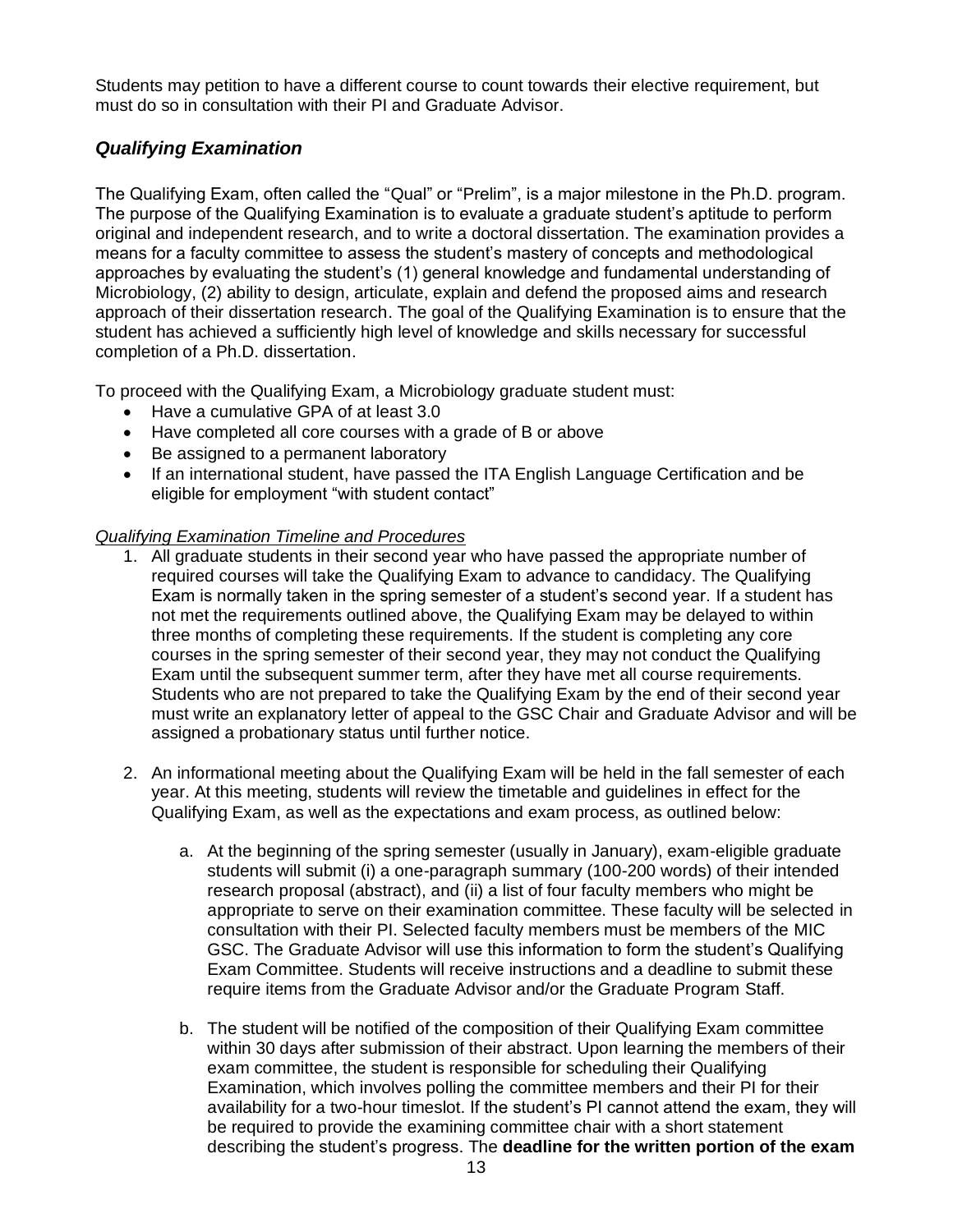Students may petition to have a different course to count towards their elective requirement, but must do so in consultation with their PI and Graduate Advisor.

## *Qualifying Examination*

The Qualifying Exam, often called the "Qual" or "Prelim", is a major milestone in the Ph.D. program. The purpose of the Qualifying Examination is to evaluate a graduate student's aptitude to perform original and independent research, and to write a doctoral dissertation. The examination provides a means for a faculty committee to assess the student's mastery of concepts and methodological approaches by evaluating the student's (1) general knowledge and fundamental understanding of Microbiology, (2) ability to design, articulate, explain and defend the proposed aims and research approach of their dissertation research. The goal of the Qualifying Examination is to ensure that the student has achieved a sufficiently high level of knowledge and skills necessary for successful completion of a Ph.D. dissertation.

To proceed with the Qualifying Exam, a Microbiology graduate student must:

- Have a cumulative GPA of at least 3.0
- Have completed all core courses with a grade of B or above
- Be assigned to a permanent laboratory
- If an international student, have passed the ITA English Language Certification and be eligible for employment "with student contact"

*Qualifying Examination Timeline and Procedures*

1. All graduate students in their second year who have passed the appropriate number of required courses will take the Qualifying Exam to advance to candidacy. The Qualifying Exam is normally taken in the spring semester of a student's second year. If a student has not met the requirements outlined above, the Qualifying Exam may be delayed to within three months of completing these requirements. If the student is completing any core courses in the spring semester of their second year, they may not conduct the Qualifying Exam until the subsequent summer term, after they have met all course requirements. Students who are not prepared to take the Qualifying Exam by the end of their second year must write an explanatory letter of appeal to the GSC Chair and Graduate Advisor and will be assigned a probationary status until further notice.

2. An informational meeting about the Qualifying Exam will be held in the fall semester of each year. At this meeting, students will review the timetable and guidelines in effect for the Qualifying Exam, as well as the expectations and exam process, as outlined below:

    a. At the beginning of the spring semester (usually in January), exam-eligible graduate students will submit (i) a one-paragraph summary (100-200 words) of their intended research proposal (abstract), and (ii) a list of four faculty members who might be appropriate to serve on their examination committee. These faculty will be selected in consultation with their PI. Selected faculty members must be members of the MIC GSC. The Graduate Advisor will use this information to form the student's Qualifying Exam Committee. Students will receive instructions and a deadline to submit these require items from the Graduate Advisor and/or the Graduate Program Staff.

    b. The student will be notified of the composition of their Qualifying Exam committee within 30 days after submission of their abstract. Upon learning the members of their exam committee, the student is responsible for scheduling their Qualifying Examination, which involves polling the committee members and their PI for their availability for a two-hour timeslot. If the student's PI cannot attend the exam, they will be required to provide the examining committee chair with a short statement describing the student's progress. The **deadline for the written portion of the exam**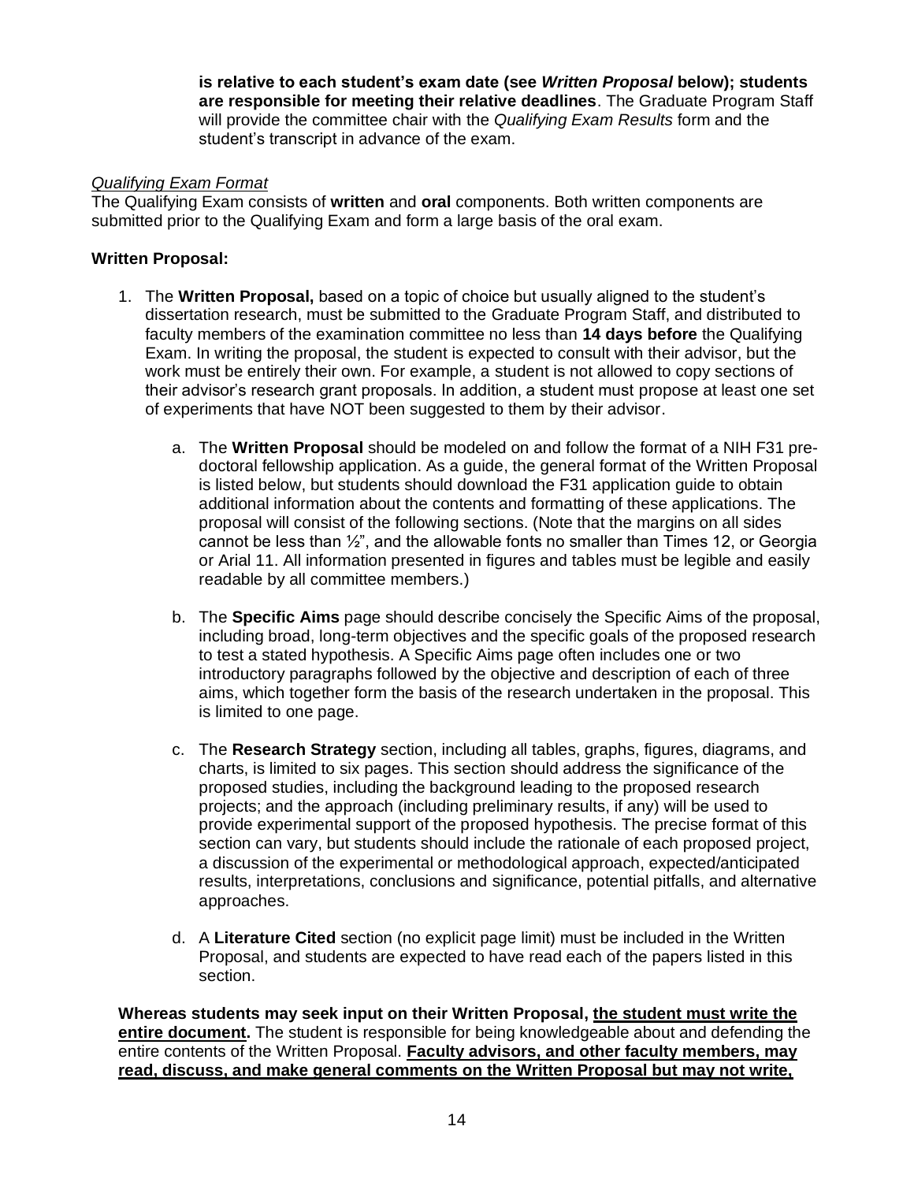**is relative to each student's exam date (see *Written Proposal* below); students are responsible for meeting their relative deadlines**. The Graduate Program Staff will provide the committee chair with the *Qualifying Exam Results* form and the student's transcript in advance of the exam.

*Qualifying Exam Format*

The Qualifying Exam consists of **written** and **oral** components. Both written components are submitted prior to the Qualifying Exam and form a large basis of the oral exam.

**Written Proposal:**

1. The **Written Proposal,** based on a topic of choice but usually aligned to the student's dissertation research, must be submitted to the Graduate Program Staff, and distributed to faculty members of the examination committee no less than **14 days before** the Qualifying Exam. In writing the proposal, the student is expected to consult with their advisor, but the work must be entirely their own. For example, a student is not allowed to copy sections of their advisor's research grant proposals. In addition, a student must propose at least one set of experiments that have NOT been suggested to them by their advisor.

    a. The **Written Proposal** should be modeled on and follow the format of a NIH F31 pre-doctoral fellowship application. As a guide, the general format of the Written Proposal is listed below, but students should download the F31 application guide to obtain additional information about the contents and formatting of these applications. The proposal will consist of the following sections. (Note that the margins on all sides cannot be less than ½", and the allowable fonts no smaller than Times 12, or Georgia or Arial 11. All information presented in figures and tables must be legible and easily readable by all committee members.)

    b. The **Specific Aims** page should describe concisely the Specific Aims of the proposal, including broad, long-term objectives and the specific goals of the proposed research to test a stated hypothesis. A Specific Aims page often includes one or two introductory paragraphs followed by the objective and description of each of three aims, which together form the basis of the research undertaken in the proposal. This is limited to one page.

    c. The **Research Strategy** section, including all tables, graphs, figures, diagrams, and charts, is limited to six pages. This section should address the significance of the proposed studies, including the background leading to the proposed research projects; and the approach (including preliminary results, if any) will be used to provide experimental support of the proposed hypothesis. The precise format of this section can vary, but students should include the rationale of each proposed project, a discussion of the experimental or methodological approach, expected/anticipated results, interpretations, conclusions and significance, potential pitfalls, and alternative approaches.

    d. A **Literature Cited** section (no explicit page limit) must be included in the Written Proposal, and students are expected to have read each of the papers listed in this section.

**Whereas students may seek input on their Written Proposal, <u>the student must write the entire document</u>.** The student is responsible for being knowledgeable about and defending the entire contents of the Written Proposal. **<u>Faculty advisors, and other faculty members, may read, discuss, and make general comments on the Written Proposal but may not write,</u>**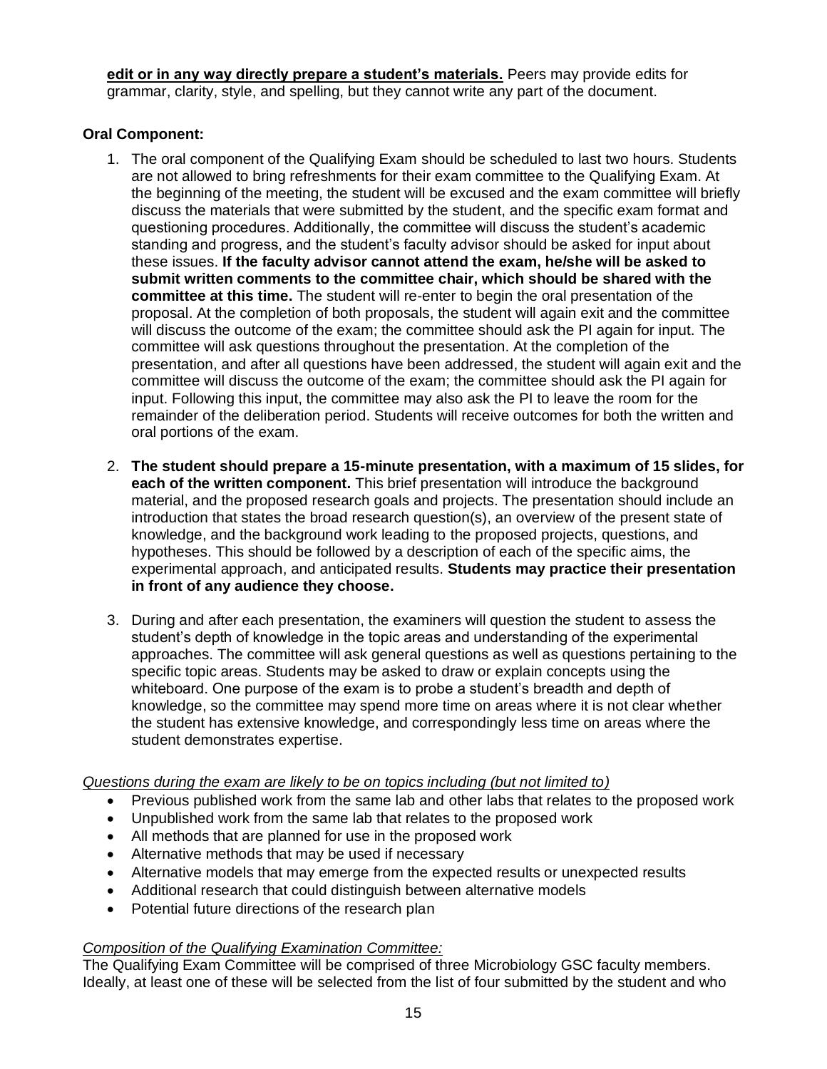**edit or in any way directly prepare a student's materials.** Peers may provide edits for grammar, clarity, style, and spelling, but they cannot write any part of the document.

**Oral Component:**

1. The oral component of the Qualifying Exam should be scheduled to last two hours. Students are not allowed to bring refreshments for their exam committee to the Qualifying Exam. At the beginning of the meeting, the student will be excused and the exam committee will briefly discuss the materials that were submitted by the student, and the specific exam format and questioning procedures. Additionally, the committee will discuss the student's academic standing and progress, and the student's faculty advisor should be asked for input about these issues. **If the faculty advisor cannot attend the exam, he/she will be asked to submit written comments to the committee chair, which should be shared with the committee at this time.** The student will re-enter to begin the oral presentation of the proposal. At the completion of both proposals, the student will again exit and the committee will discuss the outcome of the exam; the committee should ask the PI again for input. The committee will ask questions throughout the presentation. At the completion of the presentation, and after all questions have been addressed, the student will again exit and the committee will discuss the outcome of the exam; the committee should ask the PI again for input. Following this input, the committee may also ask the PI to leave the room for the remainder of the deliberation period. Students will receive outcomes for both the written and oral portions of the exam.

2. **The student should prepare a 15-minute presentation, with a maximum of 15 slides, for each of the written component.** This brief presentation will introduce the background material, and the proposed research goals and projects. The presentation should include an introduction that states the broad research question(s), an overview of the present state of knowledge, and the background work leading to the proposed projects, questions, and hypotheses. This should be followed by a description of each of the specific aims, the experimental approach, and anticipated results. **Students may practice their presentation in front of any audience they choose.**

3. During and after each presentation, the examiners will question the student to assess the student's depth of knowledge in the topic areas and understanding of the experimental approaches. The committee will ask general questions as well as questions pertaining to the specific topic areas. Students may be asked to draw or explain concepts using the whiteboard. One purpose of the exam is to probe a student's breadth and depth of knowledge, so the committee may spend more time on areas where it is not clear whether the student has extensive knowledge, and correspondingly less time on areas where the student demonstrates expertise.

*Questions during the exam are likely to be on topics including (but not limited to)*

- Previous published work from the same lab and other labs that relates to the proposed work
- Unpublished work from the same lab that relates to the proposed work
- All methods that are planned for use in the proposed work
- Alternative methods that may be used if necessary
- Alternative models that may emerge from the expected results or unexpected results
- Additional research that could distinguish between alternative models
- Potential future directions of the research plan

*Composition of the Qualifying Examination Committee:*

The Qualifying Exam Committee will be comprised of three Microbiology GSC faculty members. Ideally, at least one of these will be selected from the list of four submitted by the student and who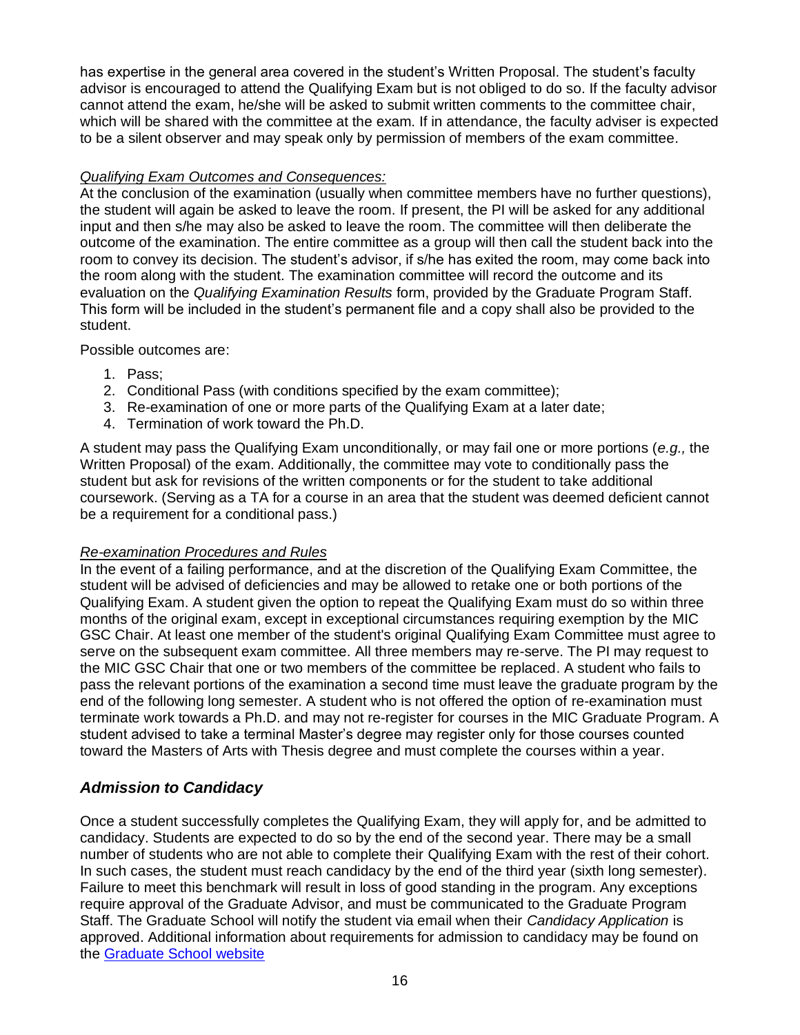has expertise in the general area covered in the student's Written Proposal. The student's faculty advisor is encouraged to attend the Qualifying Exam but is not obliged to do so. If the faculty advisor cannot attend the exam, he/she will be asked to submit written comments to the committee chair, which will be shared with the committee at the exam. If in attendance, the faculty adviser is expected to be a silent observer and may speak only by permission of members of the exam committee.

*Qualifying Exam Outcomes and Consequences:*

At the conclusion of the examination (usually when committee members have no further questions), the student will again be asked to leave the room. If present, the PI will be asked for any additional input and then s/he may also be asked to leave the room. The committee will then deliberate the outcome of the examination. The entire committee as a group will then call the student back into the room to convey its decision. The student's advisor, if s/he has exited the room, may come back into the room along with the student. The examination committee will record the outcome and its evaluation on the *Qualifying Examination Results* form, provided by the Graduate Program Staff. This form will be included in the student's permanent file and a copy shall also be provided to the student.

Possible outcomes are:

1. Pass;
2. Conditional Pass (with conditions specified by the exam committee);
3. Re-examination of one or more parts of the Qualifying Exam at a later date;
4. Termination of work toward the Ph.D.

A student may pass the Qualifying Exam unconditionally, or may fail one or more portions (*e.g.,* the Written Proposal) of the exam. Additionally, the committee may vote to conditionally pass the student but ask for revisions of the written components or for the student to take additional coursework. (Serving as a TA for a course in an area that the student was deemed deficient cannot be a requirement for a conditional pass.)

*Re-examination Procedures and Rules*

In the event of a failing performance, and at the discretion of the Qualifying Exam Committee, the student will be advised of deficiencies and may be allowed to retake one or both portions of the Qualifying Exam. A student given the option to repeat the Qualifying Exam must do so within three months of the original exam, except in exceptional circumstances requiring exemption by the MIC GSC Chair. At least one member of the student's original Qualifying Exam Committee must agree to serve on the subsequent exam committee. All three members may re-serve. The PI may request to the MIC GSC Chair that one or two members of the committee be replaced. A student who fails to pass the relevant portions of the examination a second time must leave the graduate program by the end of the following long semester. A student who is not offered the option of re-examination must terminate work towards a Ph.D. and may not re-register for courses in the MIC Graduate Program. A student advised to take a terminal Master's degree may register only for those courses counted toward the Masters of Arts with Thesis degree and must complete the courses within a year.

## *Admission to Candidacy*

Once a student successfully completes the Qualifying Exam, they will apply for, and be admitted to candidacy. Students are expected to do so by the end of the second year. There may be a small number of students who are not able to complete their Qualifying Exam with the rest of their cohort. In such cases, the student must reach candidacy by the end of the third year (sixth long semester). Failure to meet this benchmark will result in loss of good standing in the program. Any exceptions require approval of the Graduate Advisor, and must be communicated to the Graduate Program Staff. The Graduate School will notify the student via email when their *Candidacy Application* is approved. Additional information about requirements for admission to candidacy may be found on the Graduate School website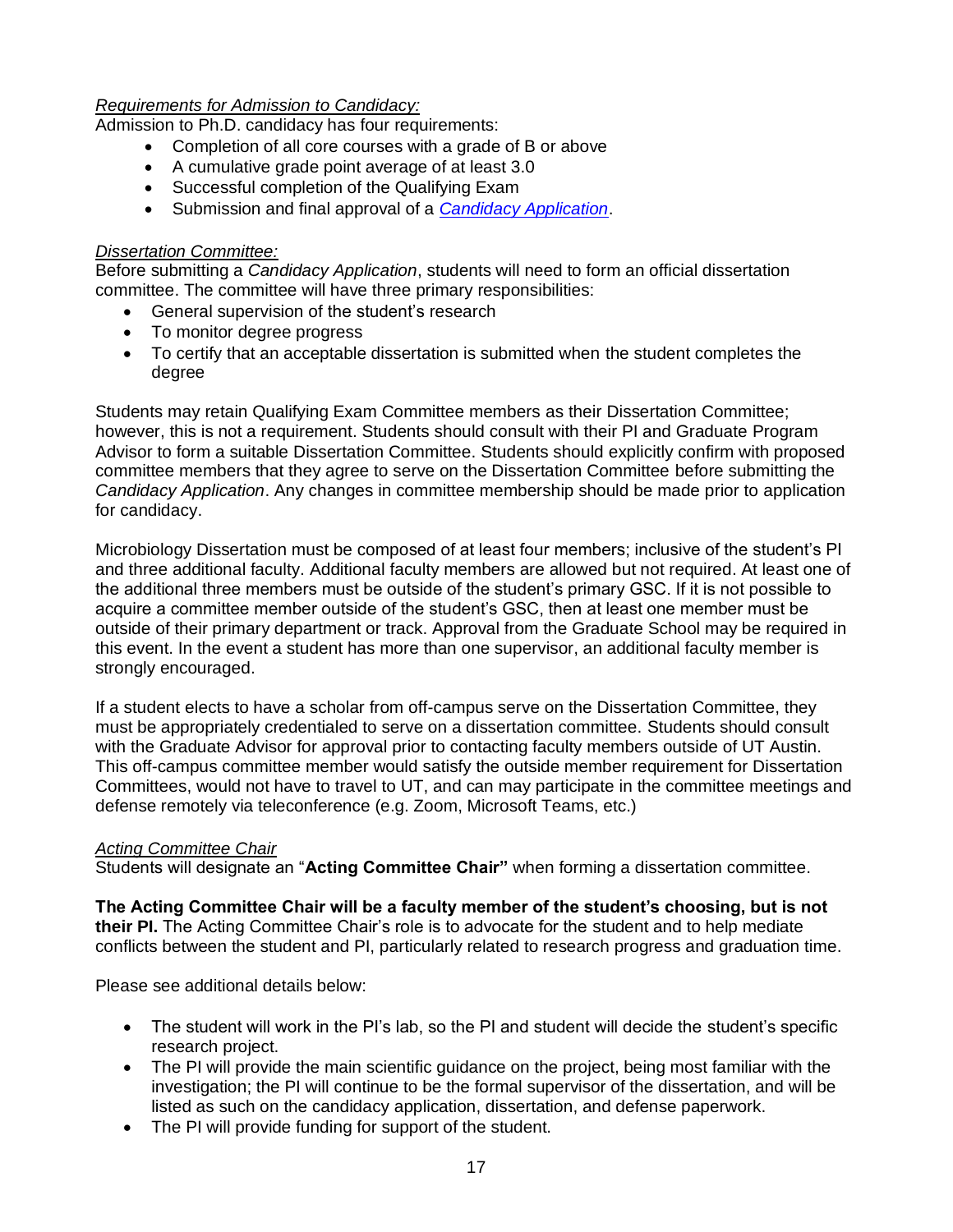*Requirements for Admission to Candidacy:*

Admission to Ph.D. candidacy has four requirements:

- Completion of all core courses with a grade of B or above
- A cumulative grade point average of at least 3.0
- Successful completion of the Qualifying Exam
- Submission and final approval of a *Candidacy Application*.

*Dissertation Committee:*

Before submitting a *Candidacy Application*, students will need to form an official dissertation committee. The committee will have three primary responsibilities:

- General supervision of the student's research
- To monitor degree progress
- To certify that an acceptable dissertation is submitted when the student completes the degree

Students may retain Qualifying Exam Committee members as their Dissertation Committee; however, this is not a requirement. Students should consult with their PI and Graduate Program Advisor to form a suitable Dissertation Committee. Students should explicitly confirm with proposed committee members that they agree to serve on the Dissertation Committee before submitting the *Candidacy Application*. Any changes in committee membership should be made prior to application for candidacy.

Microbiology Dissertation must be composed of at least four members; inclusive of the student's PI and three additional faculty. Additional faculty members are allowed but not required. At least one of the additional three members must be outside of the student's primary GSC. If it is not possible to acquire a committee member outside of the student's GSC, then at least one member must be outside of their primary department or track. Approval from the Graduate School may be required in this event. In the event a student has more than one supervisor, an additional faculty member is strongly encouraged.

If a student elects to have a scholar from off-campus serve on the Dissertation Committee, they must be appropriately credentialed to serve on a dissertation committee. Students should consult with the Graduate Advisor for approval prior to contacting faculty members outside of UT Austin. This off-campus committee member would satisfy the outside member requirement for Dissertation Committees, would not have to travel to UT, and can may participate in the committee meetings and defense remotely via teleconference (e.g. Zoom, Microsoft Teams, etc.)

*Acting Committee Chair*

Students will designate an "**Acting Committee Chair"** when forming a dissertation committee.

**The Acting Committee Chair will be a faculty member of the student's choosing, but is not their PI.** The Acting Committee Chair's role is to advocate for the student and to help mediate conflicts between the student and PI, particularly related to research progress and graduation time.

Please see additional details below:

- The student will work in the PI's lab, so the PI and student will decide the student's specific research project.
- The PI will provide the main scientific guidance on the project, being most familiar with the investigation; the PI will continue to be the formal supervisor of the dissertation, and will be listed as such on the candidacy application, dissertation, and defense paperwork.
- The PI will provide funding for support of the student.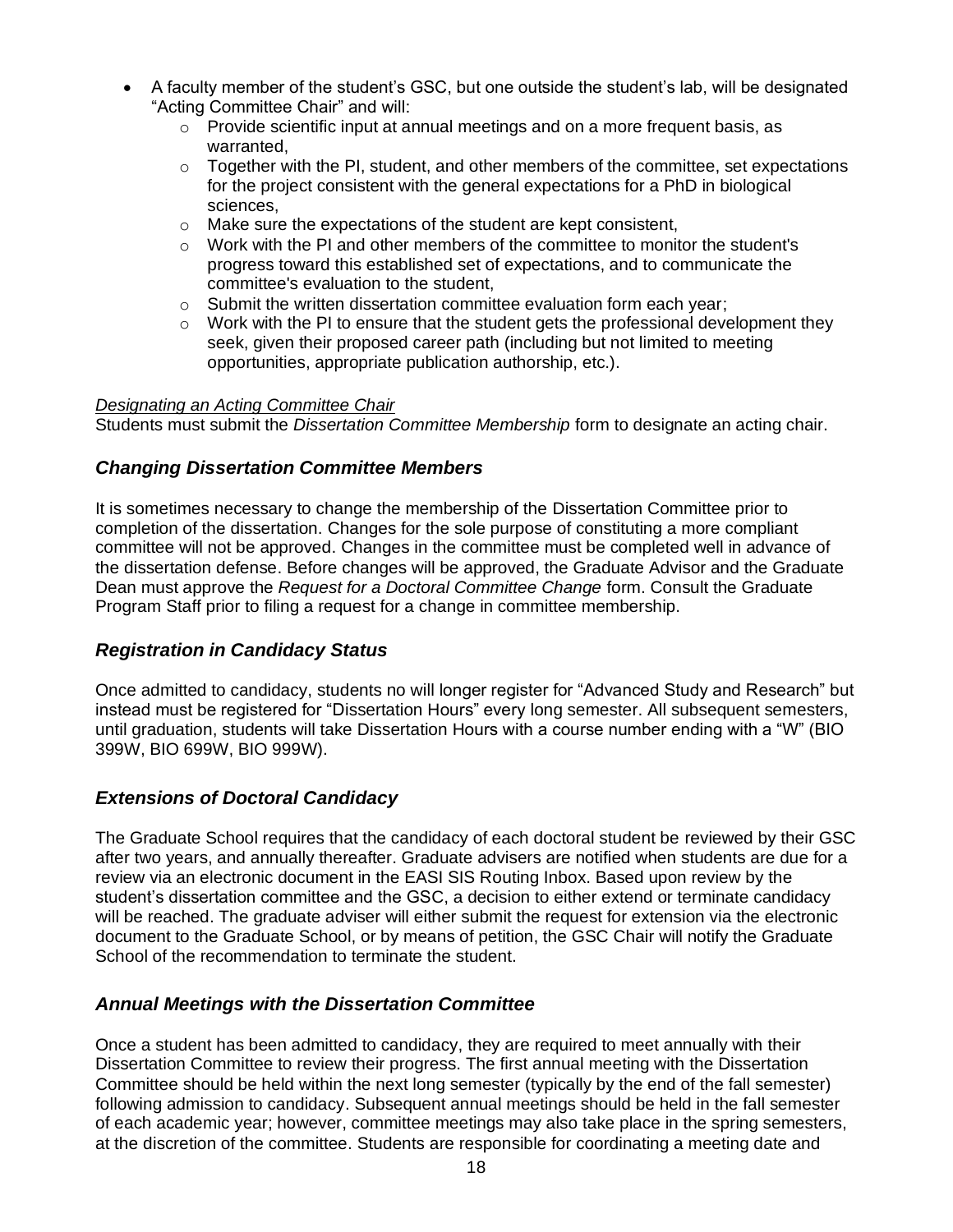- A faculty member of the student's GSC, but one outside the student's lab, will be designated "Acting Committee Chair" and will:
  - Provide scientific input at annual meetings and on a more frequent basis, as warranted,
  - Together with the PI, student, and other members of the committee, set expectations for the project consistent with the general expectations for a PhD in biological sciences,
  - Make sure the expectations of the student are kept consistent,
  - Work with the PI and other members of the committee to monitor the student's progress toward this established set of expectations, and to communicate the committee's evaluation to the student,
  - Submit the written dissertation committee evaluation form each year;
  - Work with the PI to ensure that the student gets the professional development they seek, given their proposed career path (including but not limited to meeting opportunities, appropriate publication authorship, etc.).

*Designating an Acting Committee Chair*
Students must submit the *Dissertation Committee Membership* form to designate an acting chair.

### *Changing Dissertation Committee Members*

It is sometimes necessary to change the membership of the Dissertation Committee prior to completion of the dissertation. Changes for the sole purpose of constituting a more compliant committee will not be approved. Changes in the committee must be completed well in advance of the dissertation defense. Before changes will be approved, the Graduate Advisor and the Graduate Dean must approve the *Request for a Doctoral Committee Change* form. Consult the Graduate Program Staff prior to filing a request for a change in committee membership.

### *Registration in Candidacy Status*

Once admitted to candidacy, students no will longer register for "Advanced Study and Research" but instead must be registered for "Dissertation Hours" every long semester. All subsequent semesters, until graduation, students will take Dissertation Hours with a course number ending with a "W" (BIO 399W, BIO 699W, BIO 999W).

### *Extensions of Doctoral Candidacy*

The Graduate School requires that the candidacy of each doctoral student be reviewed by their GSC after two years, and annually thereafter. Graduate advisers are notified when students are due for a review via an electronic document in the EASI SIS Routing Inbox. Based upon review by the student's dissertation committee and the GSC, a decision to either extend or terminate candidacy will be reached. The graduate adviser will either submit the request for extension via the electronic document to the Graduate School, or by means of petition, the GSC Chair will notify the Graduate School of the recommendation to terminate the student.

### *Annual Meetings with the Dissertation Committee*

Once a student has been admitted to candidacy, they are required to meet annually with their Dissertation Committee to review their progress. The first annual meeting with the Dissertation Committee should be held within the next long semester (typically by the end of the fall semester) following admission to candidacy. Subsequent annual meetings should be held in the fall semester of each academic year; however, committee meetings may also take place in the spring semesters, at the discretion of the committee. Students are responsible for coordinating a meeting date and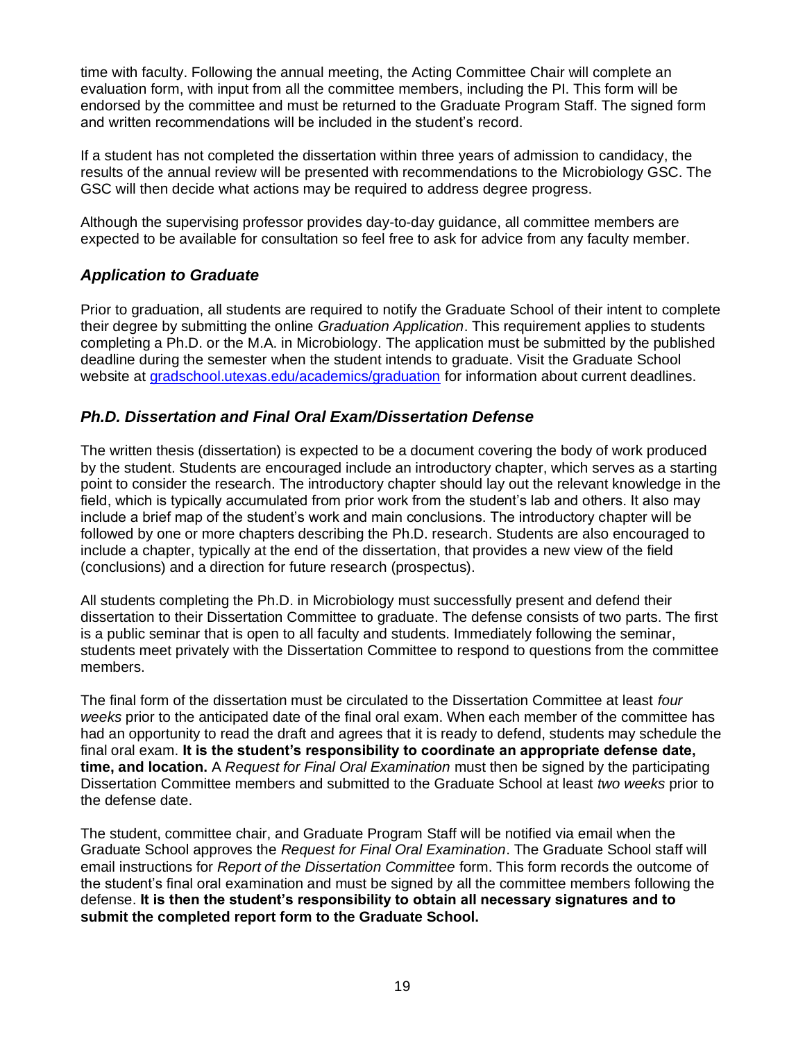time with faculty. Following the annual meeting, the Acting Committee Chair will complete an evaluation form, with input from all the committee members, including the PI. This form will be endorsed by the committee and must be returned to the Graduate Program Staff. The signed form and written recommendations will be included in the student's record.

If a student has not completed the dissertation within three years of admission to candidacy, the results of the annual review will be presented with recommendations to the Microbiology GSC. The GSC will then decide what actions may be required to address degree progress.

Although the supervising professor provides day-to-day guidance, all committee members are expected to be available for consultation so feel free to ask for advice from any faculty member.

### *Application to Graduate*

Prior to graduation, all students are required to notify the Graduate School of their intent to complete their degree by submitting the online *Graduation Application*. This requirement applies to students completing a Ph.D. or the M.A. in Microbiology. The application must be submitted by the published deadline during the semester when the student intends to graduate. Visit the Graduate School website at [gradschool.utexas.edu/academics/graduation](gradschool.utexas.edu/academics/graduation) for information about current deadlines.

### *Ph.D. Dissertation and Final Oral Exam/Dissertation Defense*

The written thesis (dissertation) is expected to be a document covering the body of work produced by the student. Students are encouraged include an introductory chapter, which serves as a starting point to consider the research. The introductory chapter should lay out the relevant knowledge in the field, which is typically accumulated from prior work from the student's lab and others. It also may include a brief map of the student's work and main conclusions. The introductory chapter will be followed by one or more chapters describing the Ph.D. research. Students are also encouraged to include a chapter, typically at the end of the dissertation, that provides a new view of the field (conclusions) and a direction for future research (prospectus).

All students completing the Ph.D. in Microbiology must successfully present and defend their dissertation to their Dissertation Committee to graduate. The defense consists of two parts. The first is a public seminar that is open to all faculty and students. Immediately following the seminar, students meet privately with the Dissertation Committee to respond to questions from the committee members.

The final form of the dissertation must be circulated to the Dissertation Committee at least *four weeks* prior to the anticipated date of the final oral exam. When each member of the committee has had an opportunity to read the draft and agrees that it is ready to defend, students may schedule the final oral exam. **It is the student's responsibility to coordinate an appropriate defense date, time, and location.** A *Request for Final Oral Examination* must then be signed by the participating Dissertation Committee members and submitted to the Graduate School at least *two weeks* prior to the defense date.

The student, committee chair, and Graduate Program Staff will be notified via email when the Graduate School approves the *Request for Final Oral Examination*. The Graduate School staff will email instructions for *Report of the Dissertation Committee* form. This form records the outcome of the student's final oral examination and must be signed by all the committee members following the defense. **It is then the student's responsibility to obtain all necessary signatures and to submit the completed report form to the Graduate School.**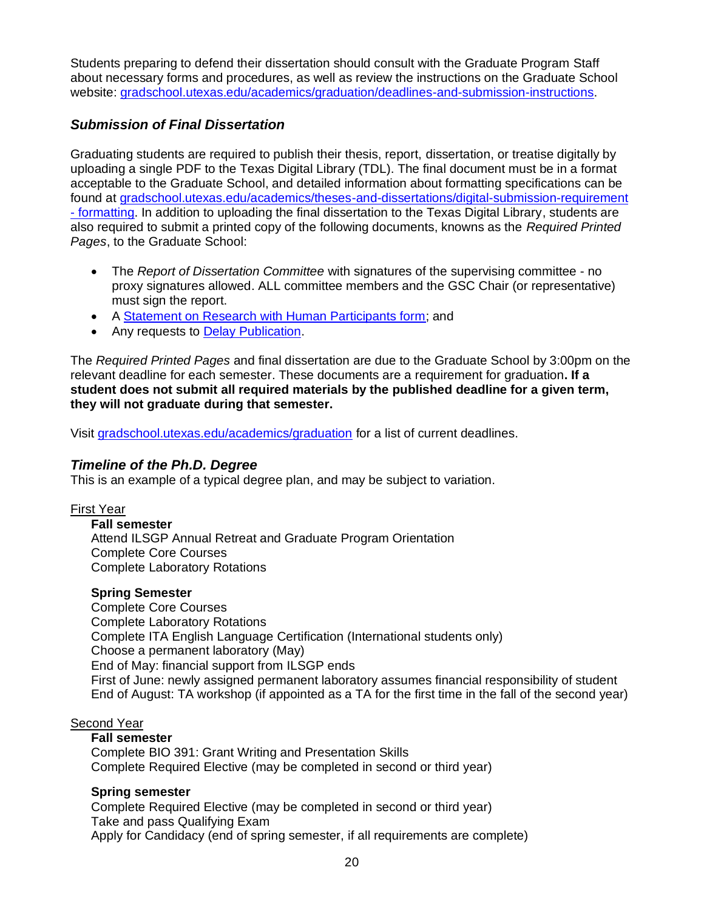Students preparing to defend their dissertation should consult with the Graduate Program Staff about necessary forms and procedures, as well as review the instructions on the Graduate School website: [gradschool.utexas.edu/academics/graduation/deadlines-and-submission-instructions](gradschool.utexas.edu/academics/graduation/deadlines-and-submission-instructions).

### *Submission of Final Dissertation*

Graduating students are required to publish their thesis, report, dissertation, or treatise digitally by uploading a single PDF to the Texas Digital Library (TDL). The final document must be in a format acceptable to the Graduate School, and detailed information about formatting specifications can be found at [gradschool.utexas.edu/academics/theses-and-dissertations/digital-submission-requirement - formatting](gradschool.utexas.edu/academics/theses-and-dissertations/digital-submission-requirement-formatting). In addition to uploading the final dissertation to the Texas Digital Library, students are also required to submit a printed copy of the following documents, knowns as the *Required Printed Pages*, to the Graduate School:

- The *Report of Dissertation Committee* with signatures of the supervising committee - no proxy signatures allowed. ALL committee members and the GSC Chair (or representative) must sign the report.
- A Statement on Research with Human Participants form; and
- Any requests to Delay Publication.

The *Required Printed Pages* and final dissertation are due to the Graduate School by 3:00pm on the relevant deadline for each semester. These documents are a requirement for graduation**. If a student does not submit all required materials by the published deadline for a given term, they will not graduate during that semester.**

Visit [gradschool.utexas.edu/academics/graduation](gradschool.utexas.edu/academics/graduation) for a list of current deadlines.

### *Timeline of the Ph.D. Degree*

This is an example of a typical degree plan, and may be subject to variation.

First Year

**Fall semester**
Attend ILSGP Annual Retreat and Graduate Program Orientation
Complete Core Courses
Complete Laboratory Rotations

**Spring Semester**
Complete Core Courses
Complete Laboratory Rotations
Complete ITA English Language Certification (International students only)
Choose a permanent laboratory (May)
End of May: financial support from ILSGP ends
First of June: newly assigned permanent laboratory assumes financial responsibility of student
End of August: TA workshop (if appointed as a TA for the first time in the fall of the second year)

Second Year

**Fall semester**
Complete BIO 391: Grant Writing and Presentation Skills
Complete Required Elective (may be completed in second or third year)

**Spring semester**
Complete Required Elective (may be completed in second or third year)
Take and pass Qualifying Exam
Apply for Candidacy (end of spring semester, if all requirements are complete)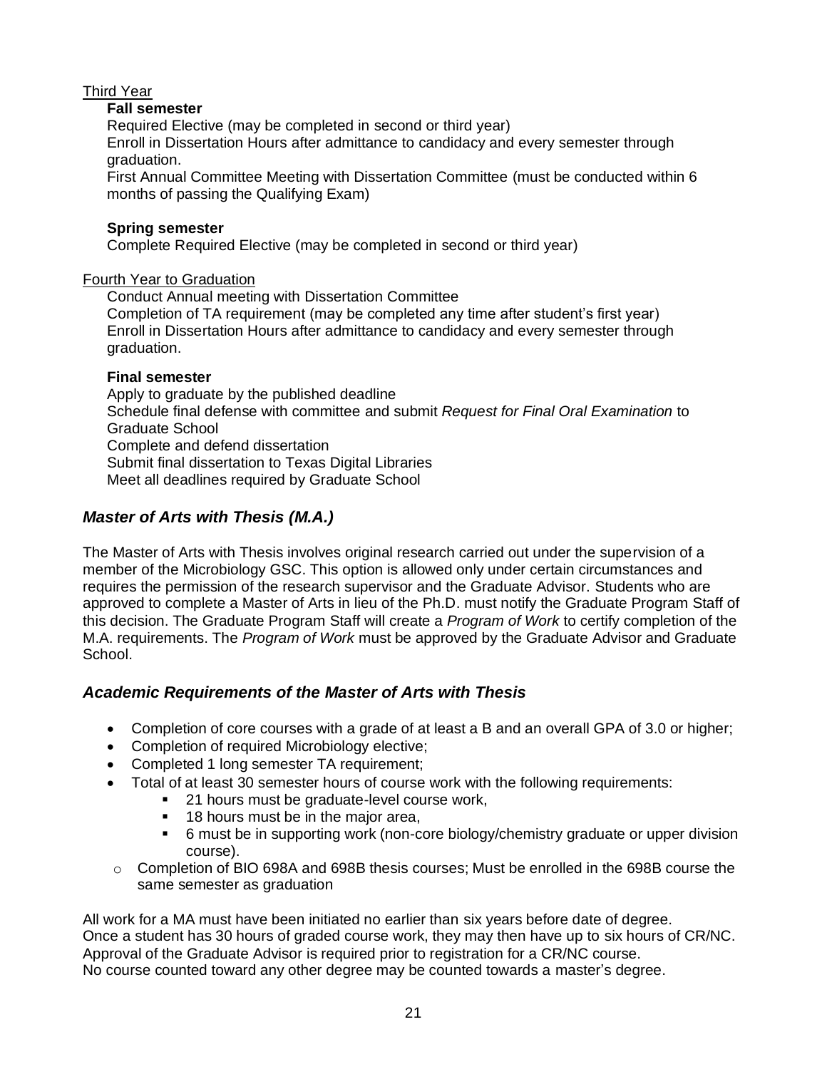Third Year

**Fall semester**

Required Elective (may be completed in second or third year)

Enroll in Dissertation Hours after admittance to candidacy and every semester through graduation.

First Annual Committee Meeting with Dissertation Committee (must be conducted within 6 months of passing the Qualifying Exam)

**Spring semester**

Complete Required Elective (may be completed in second or third year)

Fourth Year to Graduation

Conduct Annual meeting with Dissertation Committee

Completion of TA requirement (may be completed any time after student's first year)

Enroll in Dissertation Hours after admittance to candidacy and every semester through graduation.

**Final semester**

Apply to graduate by the published deadline

Schedule final defense with committee and submit *Request for Final Oral Examination* to Graduate School

Complete and defend dissertation

Submit final dissertation to Texas Digital Libraries

Meet all deadlines required by Graduate School

## *Master of Arts with Thesis (M.A.)*

The Master of Arts with Thesis involves original research carried out under the supervision of a member of the Microbiology GSC. This option is allowed only under certain circumstances and requires the permission of the research supervisor and the Graduate Advisor. Students who are approved to complete a Master of Arts in lieu of the Ph.D. must notify the Graduate Program Staff of this decision. The Graduate Program Staff will create a *Program of Work* to certify completion of the M.A. requirements. The *Program of Work* must be approved by the Graduate Advisor and Graduate School.

## *Academic Requirements of the Master of Arts with Thesis*

- Completion of core courses with a grade of at least a B and an overall GPA of 3.0 or higher;
- Completion of required Microbiology elective;
- Completed 1 long semester TA requirement;
- Total of at least 30 semester hours of course work with the following requirements:
    - 21 hours must be graduate-level course work,
    - 18 hours must be in the major area,
    - 6 must be in supporting work (non-core biology/chemistry graduate or upper division course).
- Completion of BIO 698A and 698B thesis courses; Must be enrolled in the 698B course the same semester as graduation

All work for a MA must have been initiated no earlier than six years before date of degree.
Once a student has 30 hours of graded course work, they may then have up to six hours of CR/NC.
Approval of the Graduate Advisor is required prior to registration for a CR/NC course.
No course counted toward any other degree may be counted towards a master's degree.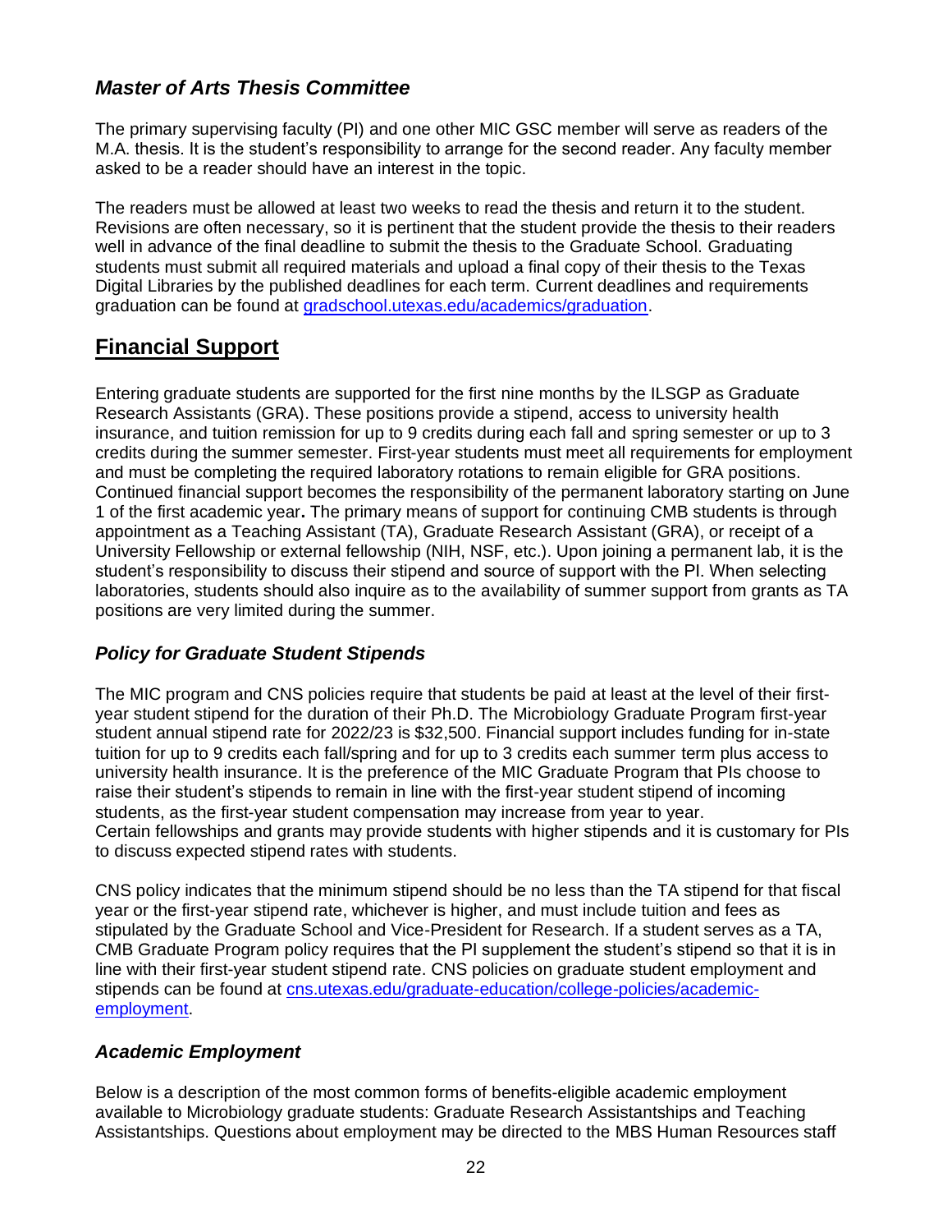### *Master of Arts Thesis Committee*

The primary supervising faculty (PI) and one other MIC GSC member will serve as readers of the M.A. thesis. It is the student's responsibility to arrange for the second reader. Any faculty member asked to be a reader should have an interest in the topic.

The readers must be allowed at least two weeks to read the thesis and return it to the student. Revisions are often necessary, so it is pertinent that the student provide the thesis to their readers well in advance of the final deadline to submit the thesis to the Graduate School. Graduating students must submit all required materials and upload a final copy of their thesis to the Texas Digital Libraries by the published deadlines for each term. Current deadlines and requirements graduation can be found at [gradschool.utexas.edu/academics/graduation](gradschool.utexas.edu/academics/graduation).

## Financial Support

Entering graduate students are supported for the first nine months by the ILSGP as Graduate Research Assistants (GRA). These positions provide a stipend, access to university health insurance, and tuition remission for up to 9 credits during each fall and spring semester or up to 3 credits during the summer semester. First-year students must meet all requirements for employment and must be completing the required laboratory rotations to remain eligible for GRA positions. Continued financial support becomes the responsibility of the permanent laboratory starting on June 1 of the first academic year**.** The primary means of support for continuing CMB students is through appointment as a Teaching Assistant (TA), Graduate Research Assistant (GRA), or receipt of a University Fellowship or external fellowship (NIH, NSF, etc.). Upon joining a permanent lab, it is the student's responsibility to discuss their stipend and source of support with the PI. When selecting laboratories, students should also inquire as to the availability of summer support from grants as TA positions are very limited during the summer.

### *Policy for Graduate Student Stipends*

The MIC program and CNS policies require that students be paid at least at the level of their first-year student stipend for the duration of their Ph.D. The Microbiology Graduate Program first-year student annual stipend rate for 2022/23 is $32,500. Financial support includes funding for in-state tuition for up to 9 credits each fall/spring and for up to 3 credits each summer term plus access to university health insurance. It is the preference of the MIC Graduate Program that PIs choose to raise their student's stipends to remain in line with the first-year student stipend of incoming students, as the first-year student compensation may increase from year to year.
Certain fellowships and grants may provide students with higher stipends and it is customary for PIs to discuss expected stipend rates with students.

CNS policy indicates that the minimum stipend should be no less than the TA stipend for that fiscal year or the first-year stipend rate, whichever is higher, and must include tuition and fees as stipulated by the Graduate School and Vice-President for Research. If a student serves as a TA, CMB Graduate Program policy requires that the PI supplement the student's stipend so that it is in line with their first-year student stipend rate. CNS policies on graduate student employment and stipends can be found at [cns.utexas.edu/graduate-education/college-policies/academic-employment](cns.utexas.edu/graduate-education/college-policies/academic-employment).

### *Academic Employment*

Below is a description of the most common forms of benefits-eligible academic employment available to Microbiology graduate students: Graduate Research Assistantships and Teaching Assistantships. Questions about employment may be directed to the MBS Human Resources staff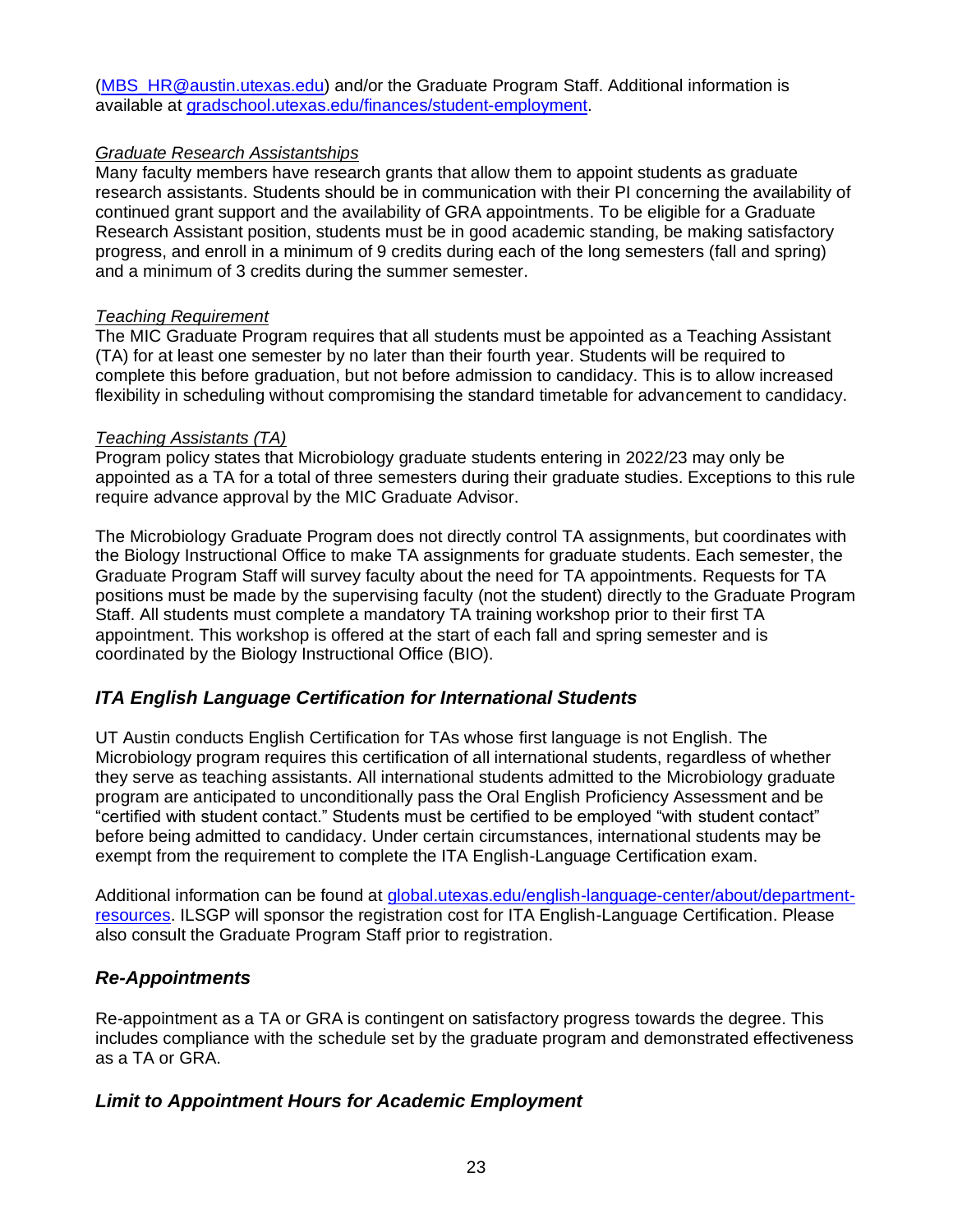([MBS_HR@austin.utexas.edu](mailto:MBS_HR@austin.utexas.edu)) and/or the Graduate Program Staff. Additional information is available at [gradschool.utexas.edu/finances/student-employment](https://gradschool.utexas.edu/finances/student-employment).

*Graduate Research Assistantships*

Many faculty members have research grants that allow them to appoint students as graduate research assistants. Students should be in communication with their PI concerning the availability of continued grant support and the availability of GRA appointments. To be eligible for a Graduate Research Assistant position, students must be in good academic standing, be making satisfactory progress, and enroll in a minimum of 9 credits during each of the long semesters (fall and spring) and a minimum of 3 credits during the summer semester.

*Teaching Requirement*

The MIC Graduate Program requires that all students must be appointed as a Teaching Assistant (TA) for at least one semester by no later than their fourth year. Students will be required to complete this before graduation, but not before admission to candidacy. This is to allow increased flexibility in scheduling without compromising the standard timetable for advancement to candidacy.

*Teaching Assistants (TA)*

Program policy states that Microbiology graduate students entering in 2022/23 may only be appointed as a TA for a total of three semesters during their graduate studies. Exceptions to this rule require advance approval by the MIC Graduate Advisor.

The Microbiology Graduate Program does not directly control TA assignments, but coordinates with the Biology Instructional Office to make TA assignments for graduate students. Each semester, the Graduate Program Staff will survey faculty about the need for TA appointments. Requests for TA positions must be made by the supervising faculty (not the student) directly to the Graduate Program Staff. All students must complete a mandatory TA training workshop prior to their first TA appointment. This workshop is offered at the start of each fall and spring semester and is coordinated by the Biology Instructional Office (BIO).

## *ITA English Language Certification for International Students*

UT Austin conducts English Certification for TAs whose first language is not English. The Microbiology program requires this certification of all international students, regardless of whether they serve as teaching assistants. All international students admitted to the Microbiology graduate program are anticipated to unconditionally pass the Oral English Proficiency Assessment and be "certified with student contact." Students must be certified to be employed "with student contact" before being admitted to candidacy. Under certain circumstances, international students may be exempt from the requirement to complete the ITA English-Language Certification exam.

Additional information can be found at [global.utexas.edu/english-language-center/about/department-resources](https://global.utexas.edu/english-language-center/about/department-resources). ILSGP will sponsor the registration cost for ITA English-Language Certification. Please also consult the Graduate Program Staff prior to registration.

## *Re-Appointments*

Re-appointment as a TA or GRA is contingent on satisfactory progress towards the degree. This includes compliance with the schedule set by the graduate program and demonstrated effectiveness as a TA or GRA.

## *Limit to Appointment Hours for Academic Employment*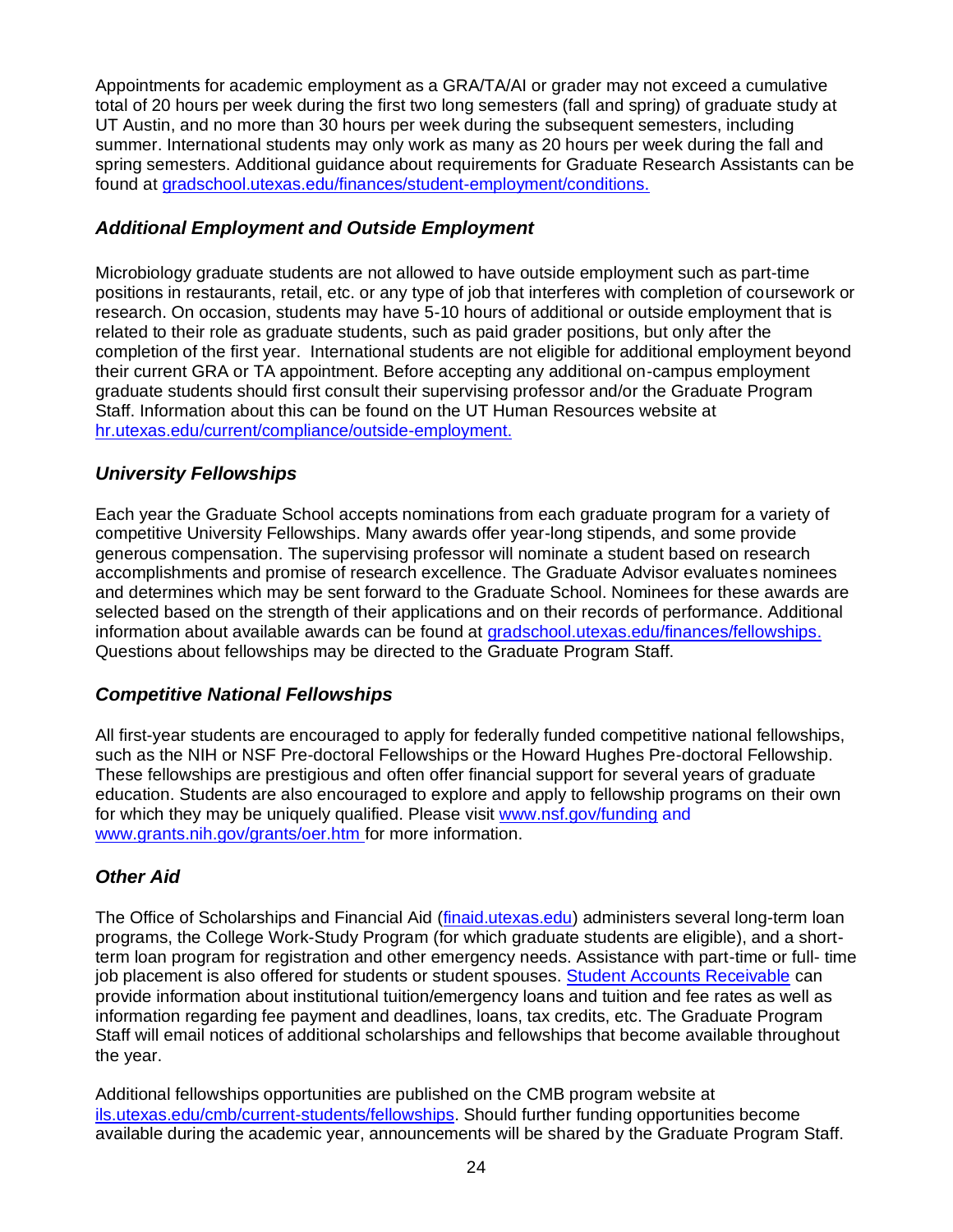Appointments for academic employment as a GRA/TA/AI or grader may not exceed a cumulative total of 20 hours per week during the first two long semesters (fall and spring) of graduate study at UT Austin, and no more than 30 hours per week during the subsequent semesters, including summer. International students may only work as many as 20 hours per week during the fall and spring semesters. Additional guidance about requirements for Graduate Research Assistants can be found at gradschool.utexas.edu/finances/student-employment/conditions.

### *Additional Employment and Outside Employment*

Microbiology graduate students are not allowed to have outside employment such as part-time positions in restaurants, retail, etc. or any type of job that interferes with completion of coursework or research. On occasion, students may have 5-10 hours of additional or outside employment that is related to their role as graduate students, such as paid grader positions, but only after the completion of the first year. International students are not eligible for additional employment beyond their current GRA or TA appointment. Before accepting any additional on-campus employment graduate students should first consult their supervising professor and/or the Graduate Program Staff. Information about this can be found on the UT Human Resources website at hr.utexas.edu/current/compliance/outside-employment.

### *University Fellowships*

Each year the Graduate School accepts nominations from each graduate program for a variety of competitive University Fellowships. Many awards offer year-long stipends, and some provide generous compensation. The supervising professor will nominate a student based on research accomplishments and promise of research excellence. The Graduate Advisor evaluates nominees and determines which may be sent forward to the Graduate School. Nominees for these awards are selected based on the strength of their applications and on their records of performance. Additional information about available awards can be found at gradschool.utexas.edu/finances/fellowships. Questions about fellowships may be directed to the Graduate Program Staff.

### *Competitive National Fellowships*

All first-year students are encouraged to apply for federally funded competitive national fellowships, such as the NIH or NSF Pre-doctoral Fellowships or the Howard Hughes Pre-doctoral Fellowship. These fellowships are prestigious and often offer financial support for several years of graduate education. Students are also encouraged to explore and apply to fellowship programs on their own for which they may be uniquely qualified. Please visit www.nsf.gov/funding and www.grants.nih.gov/grants/oer.htm for more information.

### *Other Aid*

The Office of Scholarships and Financial Aid (finaid.utexas.edu) administers several long-term loan programs, the College Work-Study Program (for which graduate students are eligible), and a short-term loan program for registration and other emergency needs. Assistance with part-time or full- time job placement is also offered for students or student spouses. Student Accounts Receivable can provide information about institutional tuition/emergency loans and tuition and fee rates as well as information regarding fee payment and deadlines, loans, tax credits, etc. The Graduate Program Staff will email notices of additional scholarships and fellowships that become available throughout the year.

Additional fellowships opportunities are published on the CMB program website at ils.utexas.edu/cmb/current-students/fellowships. Should further funding opportunities become available during the academic year, announcements will be shared by the Graduate Program Staff.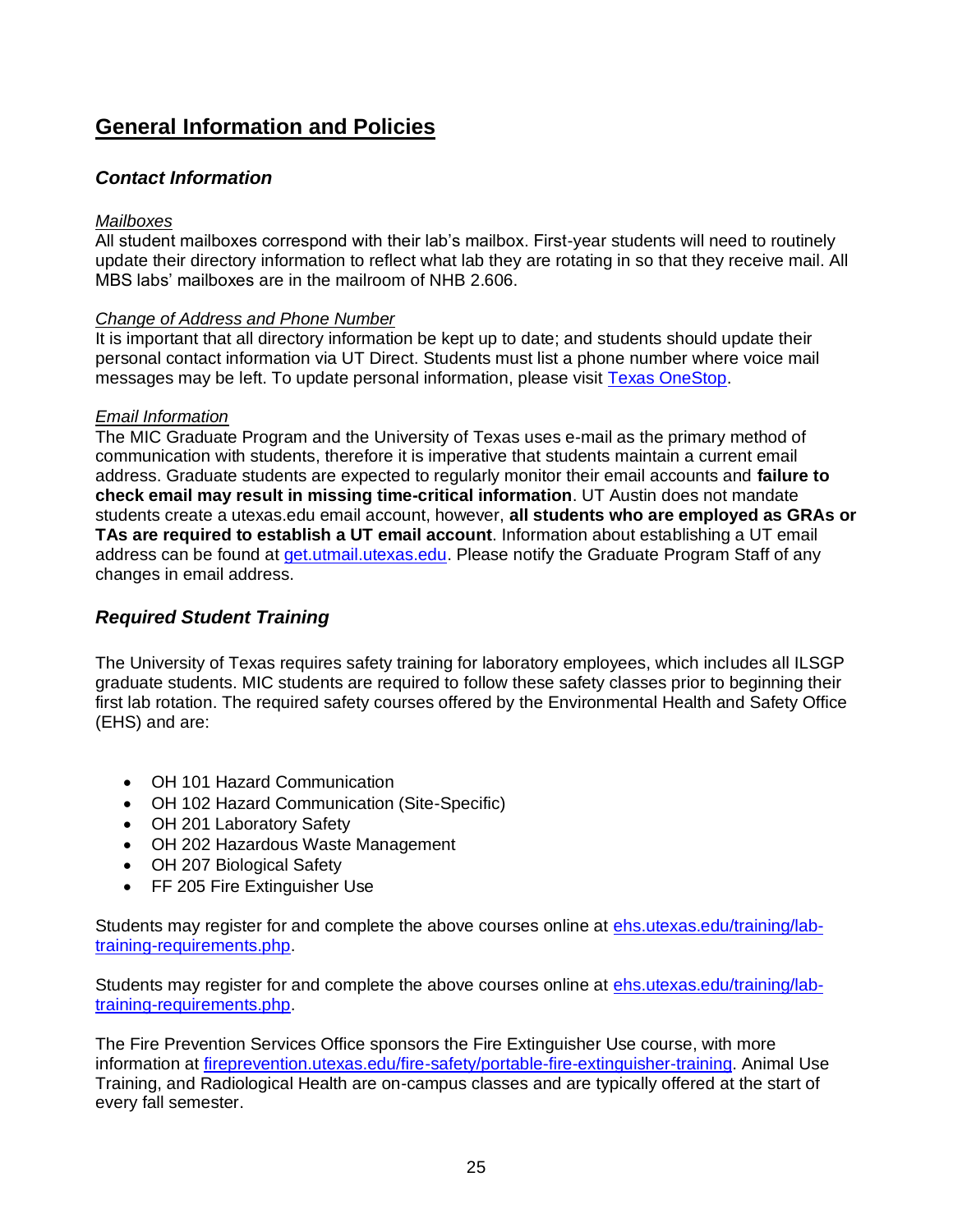# General Information and Policies

## *Contact Information*

*Mailboxes*

All student mailboxes correspond with their lab's mailbox. First-year students will need to routinely update their directory information to reflect what lab they are rotating in so that they receive mail. All MBS labs' mailboxes are in the mailroom of NHB 2.606.

*Change of Address and Phone Number*

It is important that all directory information be kept up to date; and students should update their personal contact information via UT Direct. Students must list a phone number where voice mail messages may be left. To update personal information, please visit [Texas OneStop](Texas OneStop).

*Email Information*

The MIC Graduate Program and the University of Texas uses e-mail as the primary method of communication with students, therefore it is imperative that students maintain a current email address. Graduate students are expected to regularly monitor their email accounts and **failure to check email may result in missing time-critical information**. UT Austin does not mandate students create a utexas.edu email account, however, **all students who are employed as GRAs or TAs are required to establish a UT email account**. Information about establishing a UT email address can be found at get.utmail.utexas.edu. Please notify the Graduate Program Staff of any changes in email address.

## *Required Student Training*

The University of Texas requires safety training for laboratory employees, which includes all ILSGP graduate students. MIC students are required to follow these safety classes prior to beginning their first lab rotation. The required safety courses offered by the Environmental Health and Safety Office (EHS) and are:

- OH 101 Hazard Communication
- OH 102 Hazard Communication (Site-Specific)
- OH 201 Laboratory Safety
- OH 202 Hazardous Waste Management
- OH 207 Biological Safety
- FF 205 Fire Extinguisher Use

Students may register for and complete the above courses online at ehs.utexas.edu/training/lab-training-requirements.php.

Students may register for and complete the above courses online at ehs.utexas.edu/training/lab-training-requirements.php.

The Fire Prevention Services Office sponsors the Fire Extinguisher Use course, with more information at fireprevention.utexas.edu/fire-safety/portable-fire-extinguisher-training. Animal Use Training, and Radiological Health are on-campus classes and are typically offered at the start of every fall semester.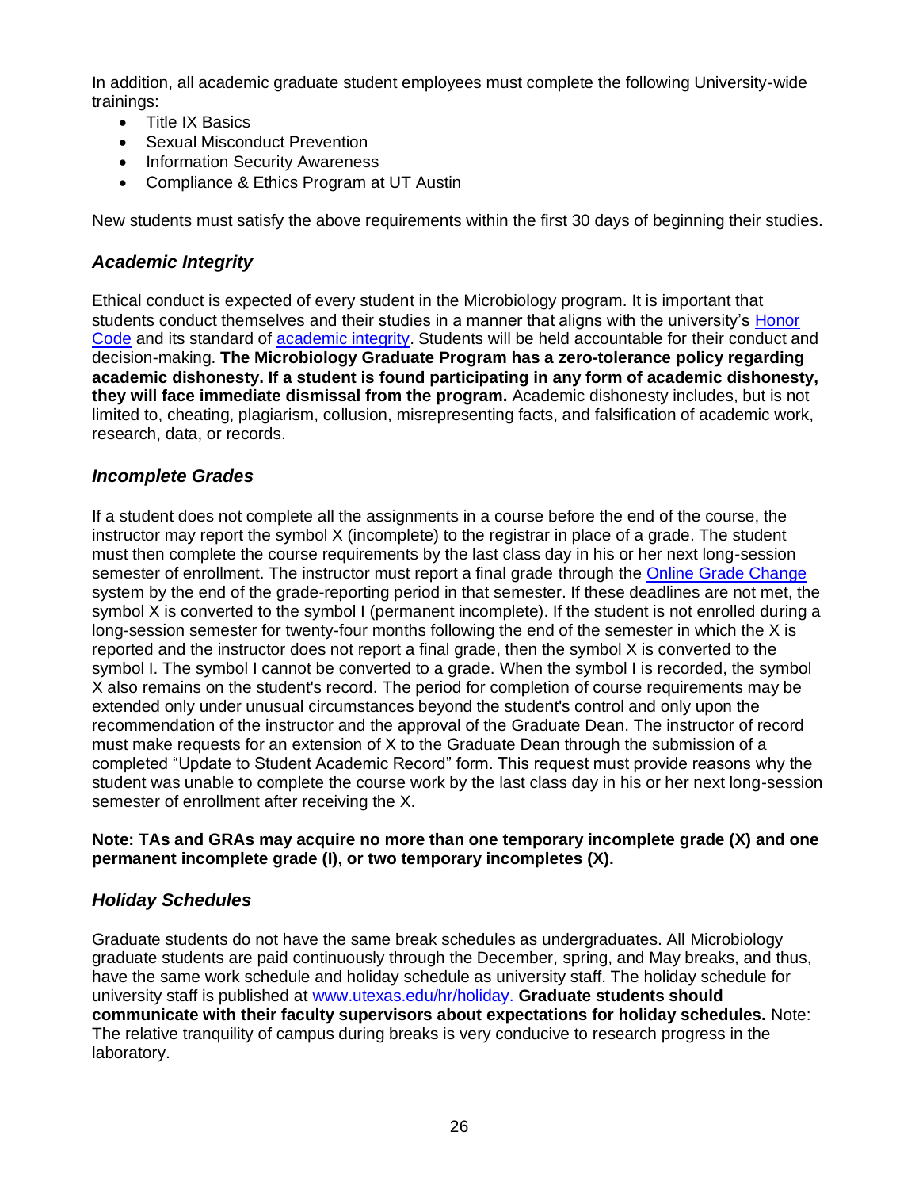In addition, all academic graduate student employees must complete the following University-wide trainings:

- Title IX Basics
- Sexual Misconduct Prevention
- Information Security Awareness
- Compliance & Ethics Program at UT Austin

New students must satisfy the above requirements within the first 30 days of beginning their studies.

### *Academic Integrity*

Ethical conduct is expected of every student in the Microbiology program. It is important that students conduct themselves and their studies in a manner that aligns with the university's Honor Code and its standard of academic integrity. Students will be held accountable for their conduct and decision-making. **The Microbiology Graduate Program has a zero-tolerance policy regarding academic dishonesty. If a student is found participating in any form of academic dishonesty, they will face immediate dismissal from the program.** Academic dishonesty includes, but is not limited to, cheating, plagiarism, collusion, misrepresenting facts, and falsification of academic work, research, data, or records.

### *Incomplete Grades*

If a student does not complete all the assignments in a course before the end of the course, the instructor may report the symbol X (incomplete) to the registrar in place of a grade. The student must then complete the course requirements by the last class day in his or her next long-session semester of enrollment. The instructor must report a final grade through the Online Grade Change system by the end of the grade-reporting period in that semester. If these deadlines are not met, the symbol X is converted to the symbol I (permanent incomplete). If the student is not enrolled during a long-session semester for twenty-four months following the end of the semester in which the X is reported and the instructor does not report a final grade, then the symbol X is converted to the symbol I. The symbol I cannot be converted to a grade. When the symbol I is recorded, the symbol X also remains on the student's record. The period for completion of course requirements may be extended only under unusual circumstances beyond the student's control and only upon the recommendation of the instructor and the approval of the Graduate Dean. The instructor of record must make requests for an extension of X to the Graduate Dean through the submission of a completed "Update to Student Academic Record" form. This request must provide reasons why the student was unable to complete the course work by the last class day in his or her next long-session semester of enrollment after receiving the X.

**Note: TAs and GRAs may acquire no more than one temporary incomplete grade (X) and one permanent incomplete grade (I), or two temporary incompletes (X).**

### *Holiday Schedules*

Graduate students do not have the same break schedules as undergraduates. All Microbiology graduate students are paid continuously through the December, spring, and May breaks, and thus, have the same work schedule and holiday schedule as university staff. The holiday schedule for university staff is published at www.utexas.edu/hr/holiday. **Graduate students should communicate with their faculty supervisors about expectations for holiday schedules.** Note: The relative tranquility of campus during breaks is very conducive to research progress in the laboratory.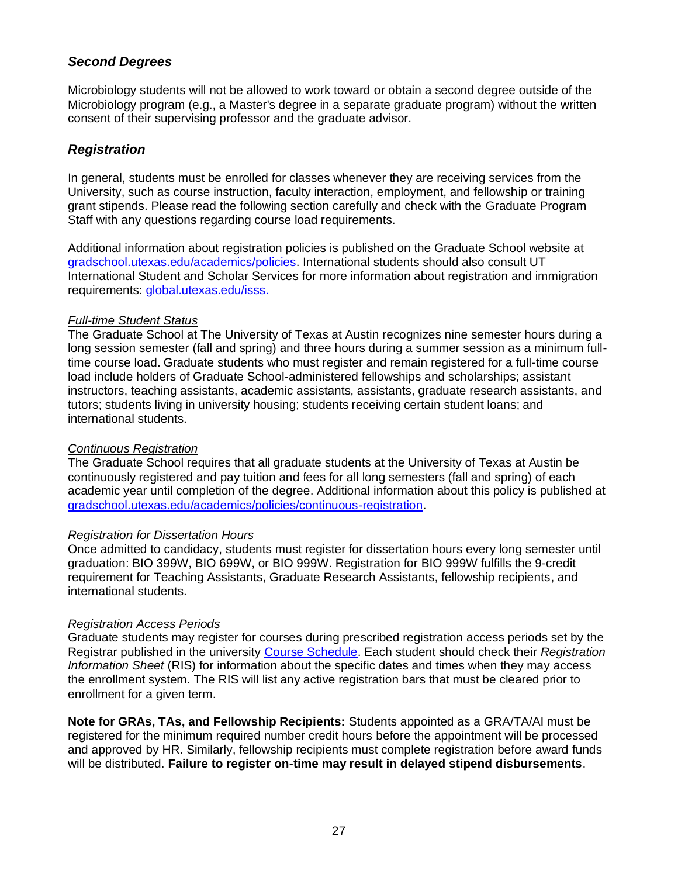### *Second Degrees*

Microbiology students will not be allowed to work toward or obtain a second degree outside of the Microbiology program (e.g., a Master's degree in a separate graduate program) without the written consent of their supervising professor and the graduate advisor.

### *Registration*

In general, students must be enrolled for classes whenever they are receiving services from the University, such as course instruction, faculty interaction, employment, and fellowship or training grant stipends. Please read the following section carefully and check with the Graduate Program Staff with any questions regarding course load requirements.

Additional information about registration policies is published on the Graduate School website at [gradschool.utexas.edu/academics/policies](gradschool.utexas.edu/academics/policies). International students should also consult UT International Student and Scholar Services for more information about registration and immigration requirements: [global.utexas.edu/isss.](global.utexas.edu/isss)

*Full-time Student Status*

The Graduate School at The University of Texas at Austin recognizes nine semester hours during a long session semester (fall and spring) and three hours during a summer session as a minimum full-time course load. Graduate students who must register and remain registered for a full-time course load include holders of Graduate School-administered fellowships and scholarships; assistant instructors, teaching assistants, academic assistants, assistants, graduate research assistants, and tutors; students living in university housing; students receiving certain student loans; and international students.

*Continuous Registration*

The Graduate School requires that all graduate students at the University of Texas at Austin be continuously registered and pay tuition and fees for all long semesters (fall and spring) of each academic year until completion of the degree. Additional information about this policy is published at [gradschool.utexas.edu/academics/policies/continuous-registration](gradschool.utexas.edu/academics/policies/continuous-registration).

*Registration for Dissertation Hours*

Once admitted to candidacy, students must register for dissertation hours every long semester until graduation: BIO 399W, BIO 699W, or BIO 999W. Registration for BIO 999W fulfills the 9-credit requirement for Teaching Assistants, Graduate Research Assistants, fellowship recipients, and international students.

*Registration Access Periods*

Graduate students may register for courses during prescribed registration access periods set by the Registrar published in the university Course Schedule. Each student should check their *Registration Information Sheet* (RIS) for information about the specific dates and times when they may access the enrollment system. The RIS will list any active registration bars that must be cleared prior to enrollment for a given term.

**Note for GRAs, TAs, and Fellowship Recipients:** Students appointed as a GRA/TA/AI must be registered for the minimum required number credit hours before the appointment will be processed and approved by HR. Similarly, fellowship recipients must complete registration before award funds will be distributed. **Failure to register on-time may result in delayed stipend disbursements**.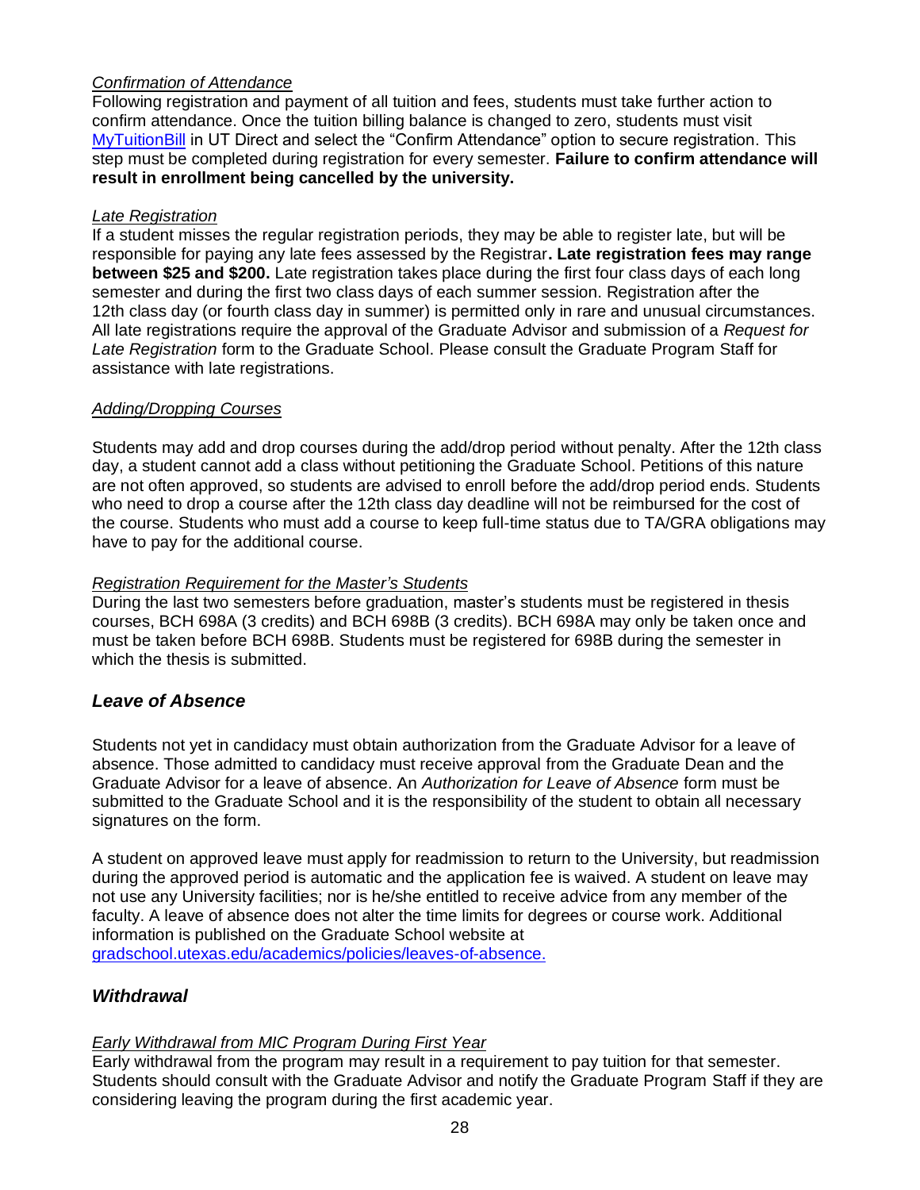*Confirmation of Attendance*

Following registration and payment of all tuition and fees, students must take further action to confirm attendance. Once the tuition billing balance is changed to zero, students must visit MyTuitionBill in UT Direct and select the "Confirm Attendance" option to secure registration. This step must be completed during registration for every semester. **Failure to confirm attendance will result in enrollment being cancelled by the university.**

*Late Registration*

If a student misses the regular registration periods, they may be able to register late, but will be responsible for paying any late fees assessed by the Registrar**. Late registration fees may range between $25 and $200.** Late registration takes place during the first four class days of each long semester and during the first two class days of each summer session. Registration after the 12th class day (or fourth class day in summer) is permitted only in rare and unusual circumstances. All late registrations require the approval of the Graduate Advisor and submission of a *Request for Late Registration* form to the Graduate School. Please consult the Graduate Program Staff for assistance with late registrations.

*Adding/Dropping Courses*

Students may add and drop courses during the add/drop period without penalty. After the 12th class day, a student cannot add a class without petitioning the Graduate School. Petitions of this nature are not often approved, so students are advised to enroll before the add/drop period ends. Students who need to drop a course after the 12th class day deadline will not be reimbursed for the cost of the course. Students who must add a course to keep full-time status due to TA/GRA obligations may have to pay for the additional course.

*Registration Requirement for the Master's Students*

During the last two semesters before graduation, master's students must be registered in thesis courses, BCH 698A (3 credits) and BCH 698B (3 credits). BCH 698A may only be taken once and must be taken before BCH 698B. Students must be registered for 698B during the semester in which the thesis is submitted.

## *Leave of Absence*

Students not yet in candidacy must obtain authorization from the Graduate Advisor for a leave of absence. Those admitted to candidacy must receive approval from the Graduate Dean and the Graduate Advisor for a leave of absence. An *Authorization for Leave of Absence* form must be submitted to the Graduate School and it is the responsibility of the student to obtain all necessary signatures on the form.

A student on approved leave must apply for readmission to return to the University, but readmission during the approved period is automatic and the application fee is waived. A student on leave may not use any University facilities; nor is he/she entitled to receive advice from any member of the faculty. A leave of absence does not alter the time limits for degrees or course work. Additional information is published on the Graduate School website at gradschool.utexas.edu/academics/policies/leaves-of-absence.

## *Withdrawal*

*Early Withdrawal from MIC Program During First Year*

Early withdrawal from the program may result in a requirement to pay tuition for that semester. Students should consult with the Graduate Advisor and notify the Graduate Program Staff if they are considering leaving the program during the first academic year.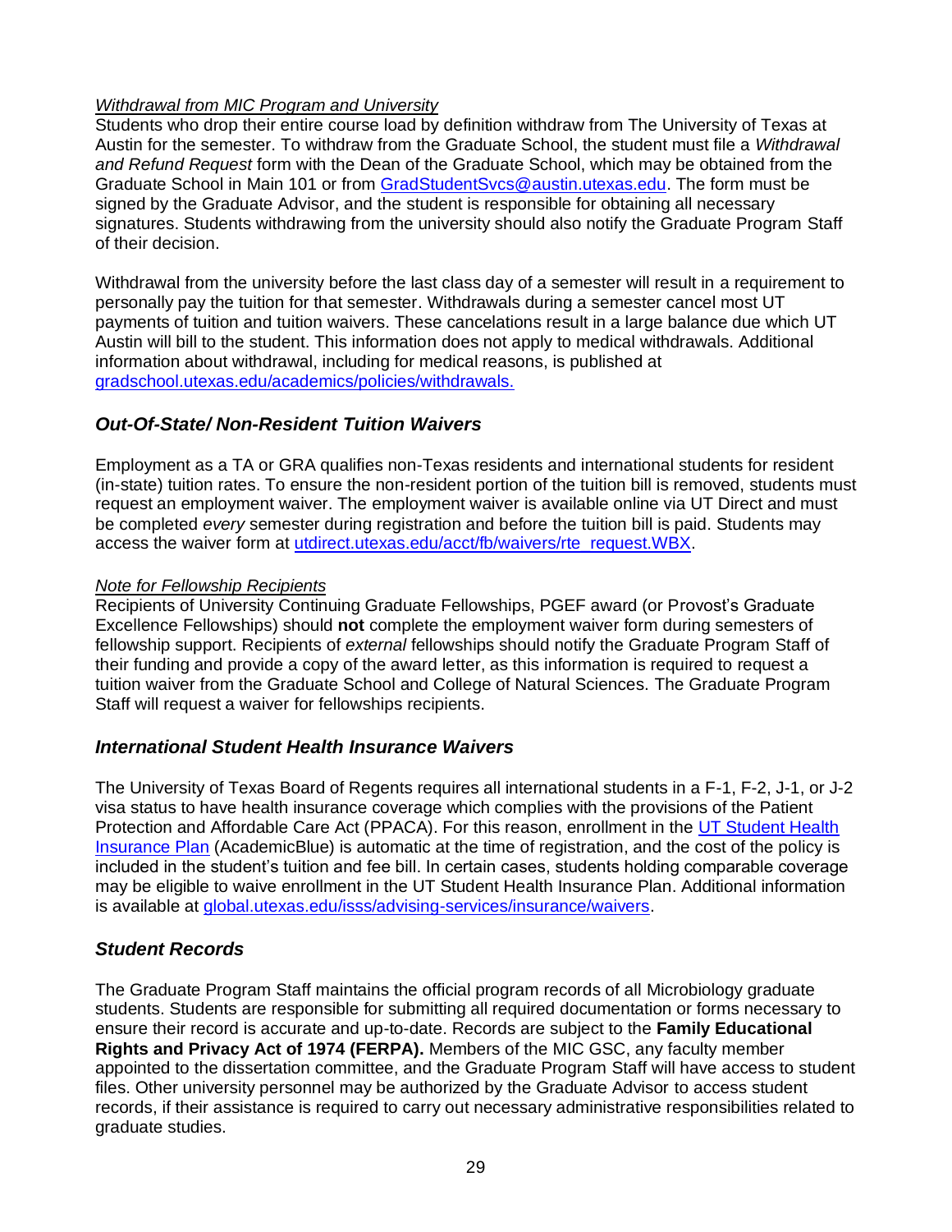*Withdrawal from MIC Program and University*

Students who drop their entire course load by definition withdraw from The University of Texas at Austin for the semester. To withdraw from the Graduate School, the student must file a *Withdrawal and Refund Request* form with the Dean of the Graduate School, which may be obtained from the Graduate School in Main 101 or from GradStudentSvcs@austin.utexas.edu. The form must be signed by the Graduate Advisor, and the student is responsible for obtaining all necessary signatures. Students withdrawing from the university should also notify the Graduate Program Staff of their decision.

Withdrawal from the university before the last class day of a semester will result in a requirement to personally pay the tuition for that semester. Withdrawals during a semester cancel most UT payments of tuition and tuition waivers. These cancelations result in a large balance due which UT Austin will bill to the student. This information does not apply to medical withdrawals. Additional information about withdrawal, including for medical reasons, is published at gradschool.utexas.edu/academics/policies/withdrawals.

## *Out-Of-State/ Non-Resident Tuition Waivers*

Employment as a TA or GRA qualifies non-Texas residents and international students for resident (in-state) tuition rates. To ensure the non-resident portion of the tuition bill is removed, students must request an employment waiver. The employment waiver is available online via UT Direct and must be completed *every* semester during registration and before the tuition bill is paid. Students may access the waiver form at utdirect.utexas.edu/acct/fb/waivers/rte_request.WBX.

*Note for Fellowship Recipients*

Recipients of University Continuing Graduate Fellowships, PGEF award (or Provost's Graduate Excellence Fellowships) should **not** complete the employment waiver form during semesters of fellowship support. Recipients of *external* fellowships should notify the Graduate Program Staff of their funding and provide a copy of the award letter, as this information is required to request a tuition waiver from the Graduate School and College of Natural Sciences. The Graduate Program Staff will request a waiver for fellowships recipients.

## *International Student Health Insurance Waivers*

The University of Texas Board of Regents requires all international students in a F-1, F-2, J-1, or J-2 visa status to have health insurance coverage which complies with the provisions of the Patient Protection and Affordable Care Act (PPACA). For this reason, enrollment in the UT Student Health Insurance Plan (AcademicBlue) is automatic at the time of registration, and the cost of the policy is included in the student's tuition and fee bill. In certain cases, students holding comparable coverage may be eligible to waive enrollment in the UT Student Health Insurance Plan. Additional information is available at global.utexas.edu/isss/advising-services/insurance/waivers.

## *Student Records*

The Graduate Program Staff maintains the official program records of all Microbiology graduate students. Students are responsible for submitting all required documentation or forms necessary to ensure their record is accurate and up-to-date. Records are subject to the **Family Educational Rights and Privacy Act of 1974 (FERPA).** Members of the MIC GSC, any faculty member appointed to the dissertation committee, and the Graduate Program Staff will have access to student files. Other university personnel may be authorized by the Graduate Advisor to access student records, if their assistance is required to carry out necessary administrative responsibilities related to graduate studies.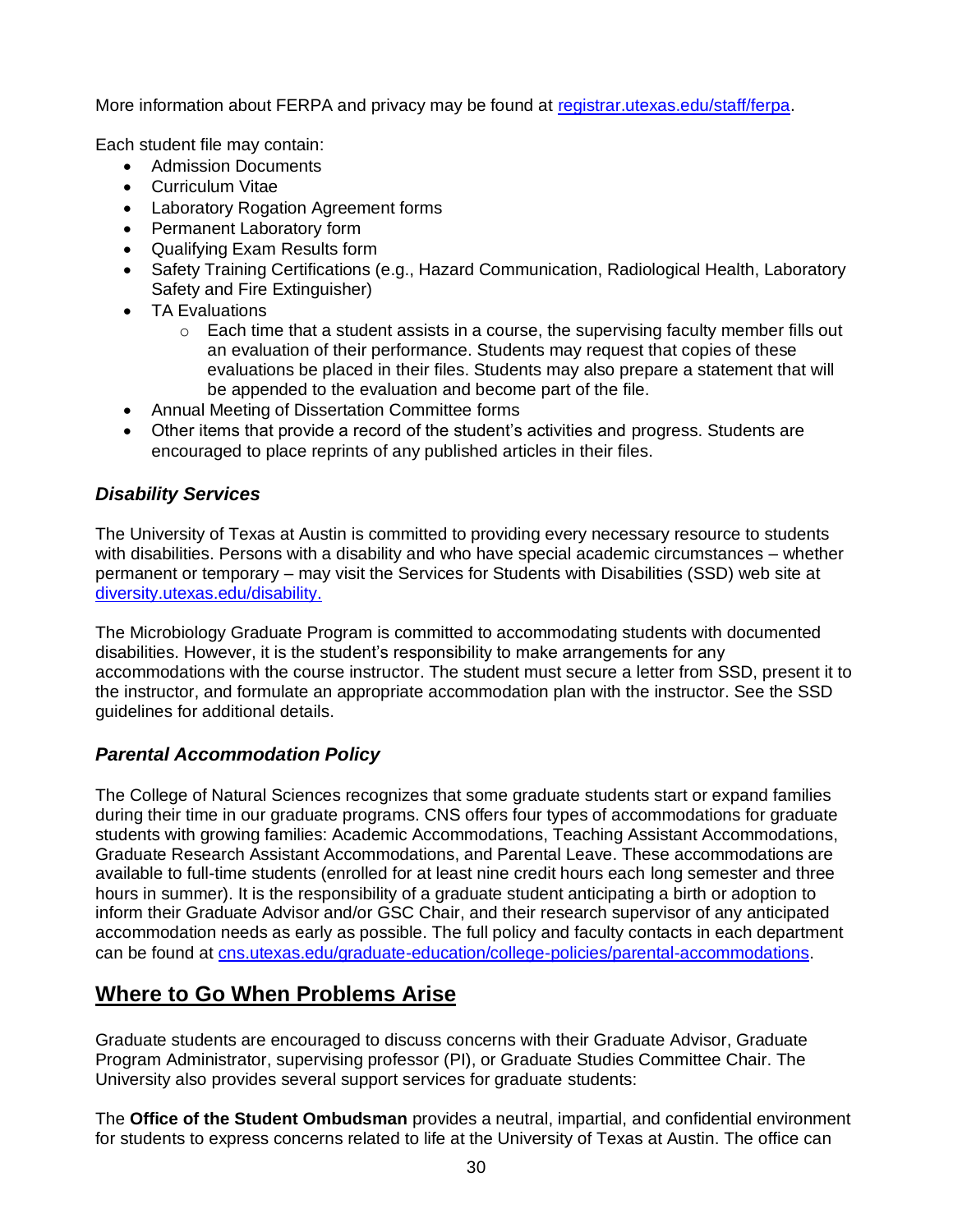More information about FERPA and privacy may be found at [registrar.utexas.edu/staff/ferpa](registrar.utexas.edu/staff/ferpa).

Each student file may contain:

- Admission Documents
- Curriculum Vitae
- Laboratory Rogation Agreement forms
- Permanent Laboratory form
- Qualifying Exam Results form
- Safety Training Certifications (e.g., Hazard Communication, Radiological Health, Laboratory Safety and Fire Extinguisher)
- TA Evaluations
    - Each time that a student assists in a course, the supervising faculty member fills out an evaluation of their performance. Students may request that copies of these evaluations be placed in their files. Students may also prepare a statement that will be appended to the evaluation and become part of the file.
- Annual Meeting of Dissertation Committee forms
- Other items that provide a record of the student's activities and progress. Students are encouraged to place reprints of any published articles in their files.

### *Disability Services*

The University of Texas at Austin is committed to providing every necessary resource to students with disabilities. Persons with a disability and who have special academic circumstances – whether permanent or temporary – may visit the Services for Students with Disabilities (SSD) web site at [diversity.utexas.edu/disability.](diversity.utexas.edu/disability)

The Microbiology Graduate Program is committed to accommodating students with documented disabilities. However, it is the student's responsibility to make arrangements for any accommodations with the course instructor. The student must secure a letter from SSD, present it to the instructor, and formulate an appropriate accommodation plan with the instructor. See the SSD guidelines for additional details.

### *Parental Accommodation Policy*

The College of Natural Sciences recognizes that some graduate students start or expand families during their time in our graduate programs. CNS offers four types of accommodations for graduate students with growing families: Academic Accommodations, Teaching Assistant Accommodations, Graduate Research Assistant Accommodations, and Parental Leave. These accommodations are available to full-time students (enrolled for at least nine credit hours each long semester and three hours in summer). It is the responsibility of a graduate student anticipating a birth or adoption to inform their Graduate Advisor and/or GSC Chair, and their research supervisor of any anticipated accommodation needs as early as possible. The full policy and faculty contacts in each department can be found at [cns.utexas.edu/graduate-education/college-policies/parental-accommodations](cns.utexas.edu/graduate-education/college-policies/parental-accommodations).

## Where to Go When Problems Arise

Graduate students are encouraged to discuss concerns with their Graduate Advisor, Graduate Program Administrator, supervising professor (PI), or Graduate Studies Committee Chair. The University also provides several support services for graduate students:

The **Office of the Student Ombudsman** provides a neutral, impartial, and confidential environment for students to express concerns related to life at the University of Texas at Austin. The office can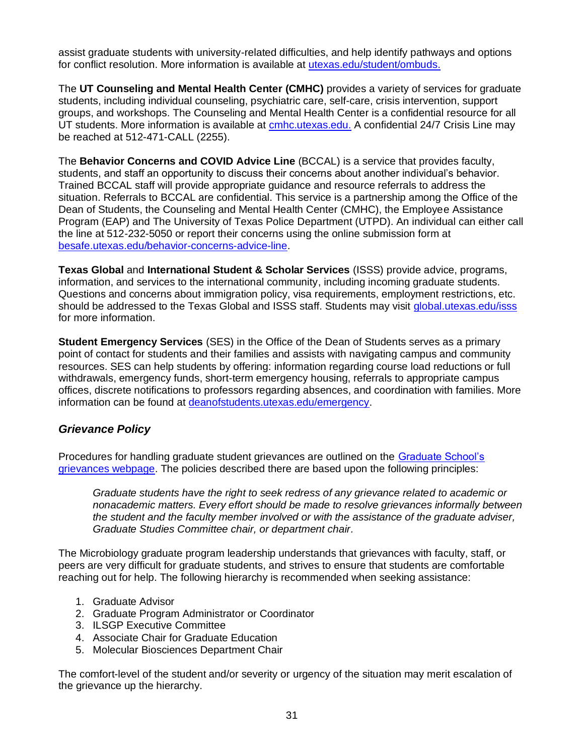assist graduate students with university-related difficulties, and help identify pathways and options for conflict resolution. More information is available at [utexas.edu/student/ombuds.](utexas.edu/student/ombuds)

The **UT Counseling and Mental Health Center (CMHC)** provides a variety of services for graduate students, including individual counseling, psychiatric care, self-care, crisis intervention, support groups, and workshops. The Counseling and Mental Health Center is a confidential resource for all UT students. More information is available at [cmhc.utexas.edu.](cmhc.utexas.edu) A confidential 24/7 Crisis Line may be reached at 512-471-CALL (2255).

The **Behavior Concerns and COVID Advice Line** (BCCAL) is a service that provides faculty, students, and staff an opportunity to discuss their concerns about another individual's behavior. Trained BCCAL staff will provide appropriate guidance and resource referrals to address the situation. Referrals to BCCAL are confidential. This service is a partnership among the Office of the Dean of Students, the Counseling and Mental Health Center (CMHC), the Employee Assistance Program (EAP) and The University of Texas Police Department (UTPD). An individual can either call the line at 512-232-5050 or report their concerns using the online submission form at [besafe.utexas.edu/behavior-concerns-advice-line](besafe.utexas.edu/behavior-concerns-advice-line).

**Texas Global** and **International Student & Scholar Services** (ISSS) provide advice, programs, information, and services to the international community, including incoming graduate students. Questions and concerns about immigration policy, visa requirements, employment restrictions, etc. should be addressed to the Texas Global and ISSS staff. Students may visit [global.utexas.edu/isss](global.utexas.edu/isss) for more information.

**Student Emergency Services** (SES) in the Office of the Dean of Students serves as a primary point of contact for students and their families and assists with navigating campus and community resources. SES can help students by offering: information regarding course load reductions or full withdrawals, emergency funds, short-term emergency housing, referrals to appropriate campus offices, discrete notifications to professors regarding absences, and coordination with families. More information can be found at [deanofstudents.utexas.edu/emergency](deanofstudents.utexas.edu/emergency).

### *Grievance Policy*

Procedures for handling graduate student grievances are outlined on the Graduate School's grievances webpage. The policies described there are based upon the following principles:

> *Graduate students have the right to seek redress of any grievance related to academic or nonacademic matters. Every effort should be made to resolve grievances informally between the student and the faculty member involved or with the assistance of the graduate adviser, Graduate Studies Committee chair, or department chair.*

The Microbiology graduate program leadership understands that grievances with faculty, staff, or peers are very difficult for graduate students, and strives to ensure that students are comfortable reaching out for help. The following hierarchy is recommended when seeking assistance:

1. Graduate Advisor
2. Graduate Program Administrator or Coordinator
3. ILSGP Executive Committee
4. Associate Chair for Graduate Education
5. Molecular Biosciences Department Chair

The comfort-level of the student and/or severity or urgency of the situation may merit escalation of the grievance up the hierarchy.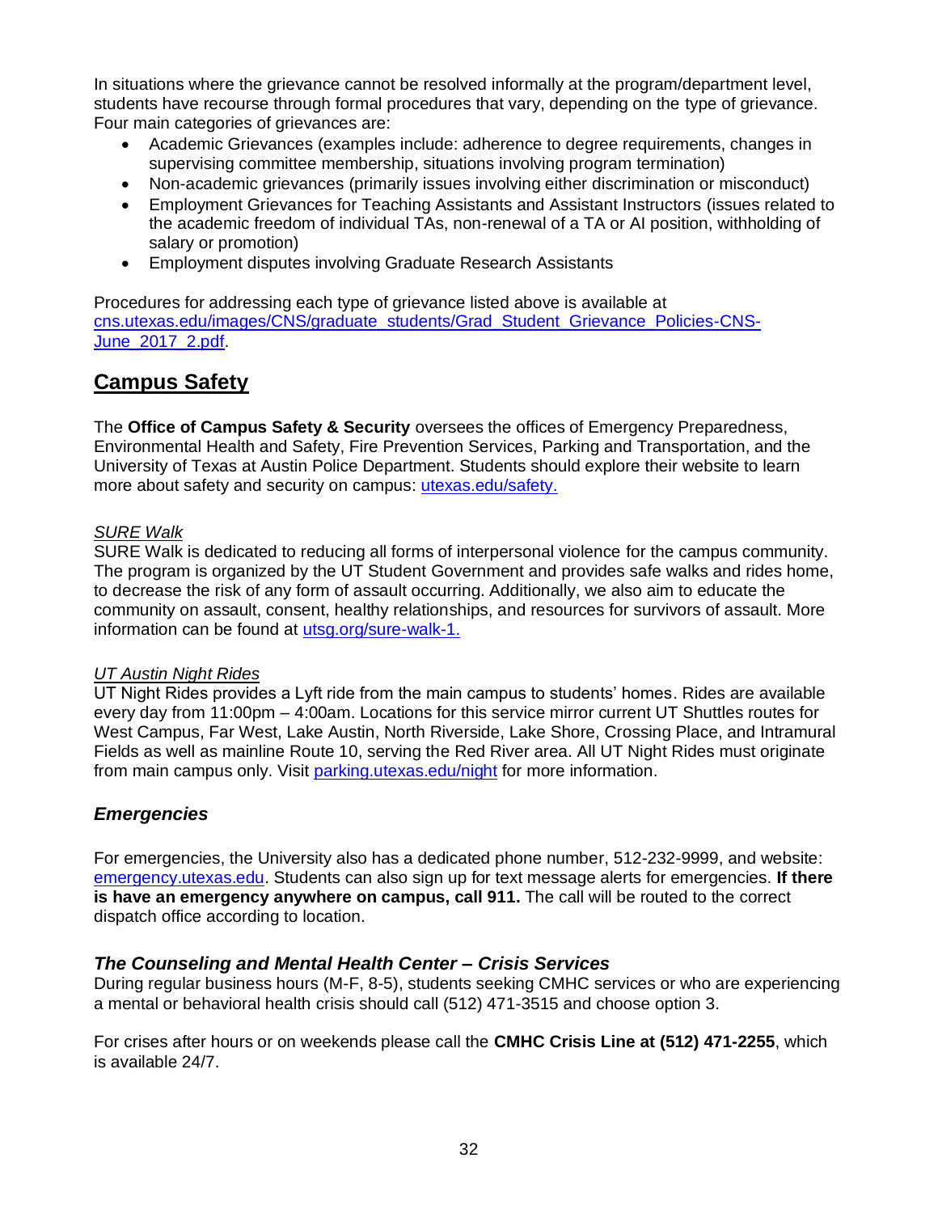In situations where the grievance cannot be resolved informally at the program/department level, students have recourse through formal procedures that vary, depending on the type of grievance. Four main categories of grievances are:

- Academic Grievances (examples include: adherence to degree requirements, changes in supervising committee membership, situations involving program termination)
- Non-academic grievances (primarily issues involving either discrimination or misconduct)
- Employment Grievances for Teaching Assistants and Assistant Instructors (issues related to the academic freedom of individual TAs, non-renewal of a TA or AI position, withholding of salary or promotion)
- Employment disputes involving Graduate Research Assistants

Procedures for addressing each type of grievance listed above is available at [cns.utexas.edu/images/CNS/graduate_students/Grad_Student_Grievance_Policies-CNS-June_2017_2.pdf](cns.utexas.edu/images/CNS/graduate_students/Grad_Student_Grievance_Policies-CNS-June_2017_2.pdf).

## Campus Safety

The **Office of Campus Safety & Security** oversees the offices of Emergency Preparedness, Environmental Health and Safety, Fire Prevention Services, Parking and Transportation, and the University of Texas at Austin Police Department. Students should explore their website to learn more about safety and security on campus: [utexas.edu/safety.](utexas.edu/safety)

*SURE Walk*

SURE Walk is dedicated to reducing all forms of interpersonal violence for the campus community. The program is organized by the UT Student Government and provides safe walks and rides home, to decrease the risk of any form of assault occurring. Additionally, we also aim to educate the community on assault, consent, healthy relationships, and resources for survivors of assault. More information can be found at [utsg.org/sure-walk-1.](utsg.org/sure-walk-1)

*UT Austin Night Rides*

UT Night Rides provides a Lyft ride from the main campus to students' homes. Rides are available every day from 11:00pm – 4:00am. Locations for this service mirror current UT Shuttles routes for West Campus, Far West, Lake Austin, North Riverside, Lake Shore, Crossing Place, and Intramural Fields as well as mainline Route 10, serving the Red River area. All UT Night Rides must originate from main campus only. Visit [parking.utexas.edu/night](parking.utexas.edu/night) for more information.

### *Emergencies*

For emergencies, the University also has a dedicated phone number, 512-232-9999, and website: [emergency.utexas.edu](emergency.utexas.edu). Students can also sign up for text message alerts for emergencies. **If there is have an emergency anywhere on campus, call 911.** The call will be routed to the correct dispatch office according to location.

### *The Counseling and Mental Health Center – Crisis Services*

During regular business hours (M-F, 8-5), students seeking CMHC services or who are experiencing a mental or behavioral health crisis should call (512) 471-3515 and choose option 3.

For crises after hours or on weekends please call the **CMHC Crisis Line at (512) 471-2255**, which is available 24/7.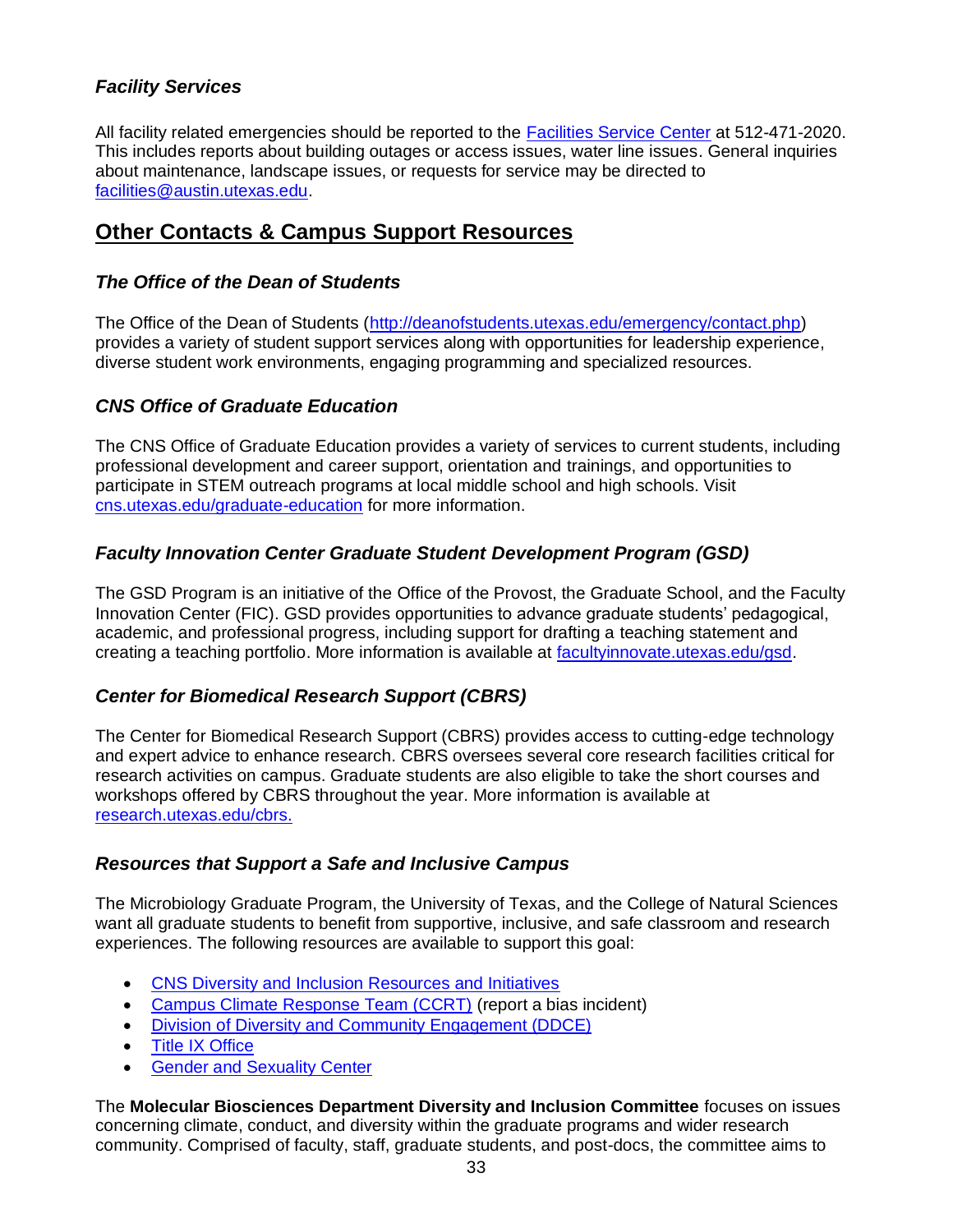### *Facility Services*

All facility related emergencies should be reported to the [Facilities Service Center] at 512-471-2020. This includes reports about building outages or access issues, water line issues. General inquiries about maintenance, landscape issues, or requests for service may be directed to facilities@austin.utexas.edu.

## Other Contacts & Campus Support Resources

### *The Office of the Dean of Students*

The Office of the Dean of Students (http://deanofstudents.utexas.edu/emergency/contact.php) provides a variety of student support services along with opportunities for leadership experience, diverse student work environments, engaging programming and specialized resources.

### *CNS Office of Graduate Education*

The CNS Office of Graduate Education provides a variety of services to current students, including professional development and career support, orientation and trainings, and opportunities to participate in STEM outreach programs at local middle school and high schools. Visit cns.utexas.edu/graduate-education for more information.

### *Faculty Innovation Center Graduate Student Development Program (GSD)*

The GSD Program is an initiative of the Office of the Provost, the Graduate School, and the Faculty Innovation Center (FIC). GSD provides opportunities to advance graduate students' pedagogical, academic, and professional progress, including support for drafting a teaching statement and creating a teaching portfolio. More information is available at facultyinnovate.utexas.edu/gsd.

### *Center for Biomedical Research Support (CBRS)*

The Center for Biomedical Research Support (CBRS) provides access to cutting-edge technology and expert advice to enhance research. CBRS oversees several core research facilities critical for research activities on campus. Graduate students are also eligible to take the short courses and workshops offered by CBRS throughout the year. More information is available at research.utexas.edu/cbrs.

### *Resources that Support a Safe and Inclusive Campus*

The Microbiology Graduate Program, the University of Texas, and the College of Natural Sciences want all graduate students to benefit from supportive, inclusive, and safe classroom and research experiences. The following resources are available to support this goal:

- CNS Diversity and Inclusion Resources and Initiatives
- Campus Climate Response Team (CCRT) (report a bias incident)
- Division of Diversity and Community Engagement (DDCE)
- Title IX Office
- Gender and Sexuality Center

The **Molecular Biosciences Department Diversity and Inclusion Committee** focuses on issues concerning climate, conduct, and diversity within the graduate programs and wider research community. Comprised of faculty, staff, graduate students, and post-docs, the committee aims to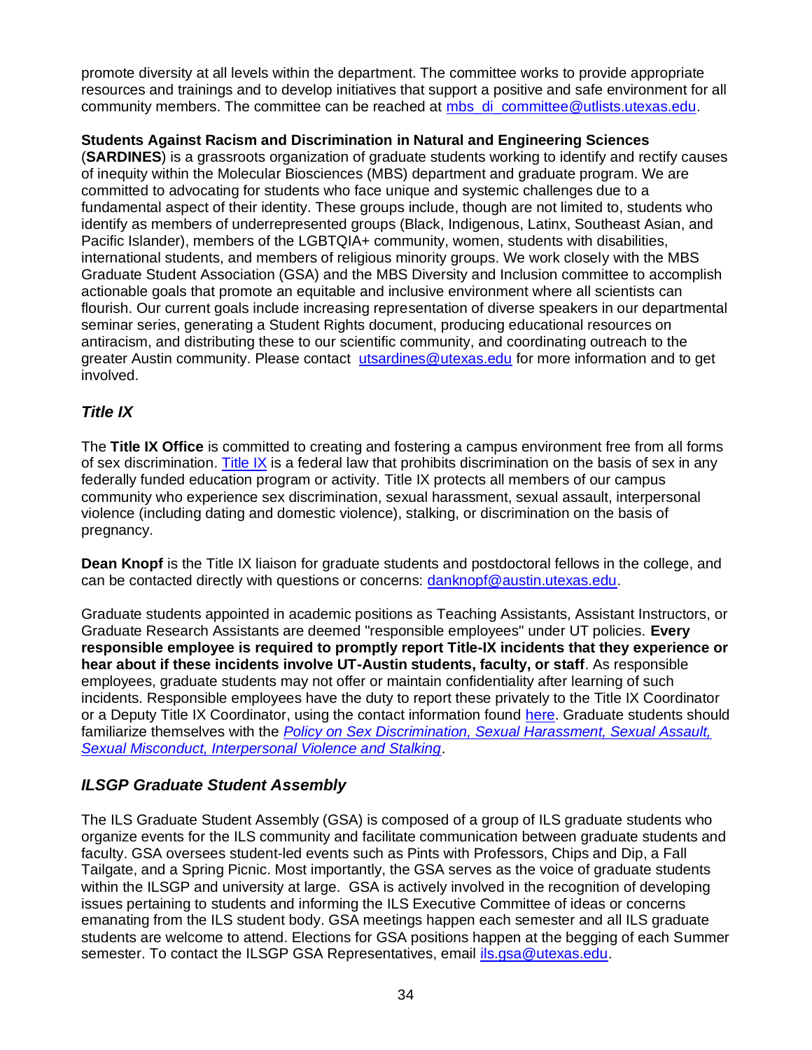promote diversity at all levels within the department. The committee works to provide appropriate resources and trainings and to develop initiatives that support a positive and safe environment for all community members. The committee can be reached at mbs_di_committee@utlists.utexas.edu.

**Students Against Racism and Discrimination in Natural and Engineering Sciences** (**SARDINES**) is a grassroots organization of graduate students working to identify and rectify causes of inequity within the Molecular Biosciences (MBS) department and graduate program. We are committed to advocating for students who face unique and systemic challenges due to a fundamental aspect of their identity. These groups include, though are not limited to, students who identify as members of underrepresented groups (Black, Indigenous, Latinx, Southeast Asian, and Pacific Islander), members of the LGBTQIA+ community, women, students with disabilities, international students, and members of religious minority groups. We work closely with the MBS Graduate Student Association (GSA) and the MBS Diversity and Inclusion committee to accomplish actionable goals that promote an equitable and inclusive environment where all scientists can flourish. Our current goals include increasing representation of diverse speakers in our departmental seminar series, generating a Student Rights document, producing educational resources on antiracism, and distributing these to our scientific community, and coordinating outreach to the greater Austin community. Please contact utsardines@utexas.edu for more information and to get involved.

### *Title IX*

The **Title IX Office** is committed to creating and fostering a campus environment free from all forms of sex discrimination. Title IX is a federal law that prohibits discrimination on the basis of sex in any federally funded education program or activity. Title IX protects all members of our campus community who experience sex discrimination, sexual harassment, sexual assault, interpersonal violence (including dating and domestic violence), stalking, or discrimination on the basis of pregnancy.

**Dean Knopf** is the Title IX liaison for graduate students and postdoctoral fellows in the college, and can be contacted directly with questions or concerns: danknopf@austin.utexas.edu.

Graduate students appointed in academic positions as Teaching Assistants, Assistant Instructors, or Graduate Research Assistants are deemed "responsible employees" under UT policies. **Every responsible employee is required to promptly report Title-IX incidents that they experience or hear about if these incidents involve UT-Austin students, faculty, or staff**. As responsible employees, graduate students may not offer or maintain confidentiality after learning of such incidents. Responsible employees have the duty to report these privately to the Title IX Coordinator or a Deputy Title IX Coordinator, using the contact information found here. Graduate students should familiarize themselves with the *Policy on Sex Discrimination, Sexual Harassment, Sexual Assault, Sexual Misconduct, Interpersonal Violence and Stalking*.

### *ILSGP Graduate Student Assembly*

The ILS Graduate Student Assembly (GSA) is composed of a group of ILS graduate students who organize events for the ILS community and facilitate communication between graduate students and faculty. GSA oversees student-led events such as Pints with Professors, Chips and Dip, a Fall Tailgate, and a Spring Picnic. Most importantly, the GSA serves as the voice of graduate students within the ILSGP and university at large. GSA is actively involved in the recognition of developing issues pertaining to students and informing the ILS Executive Committee of ideas or concerns emanating from the ILS student body. GSA meetings happen each semester and all ILS graduate students are welcome to attend. Elections for GSA positions happen at the begging of each Summer semester. To contact the ILSGP GSA Representatives, email ils.gsa@utexas.edu.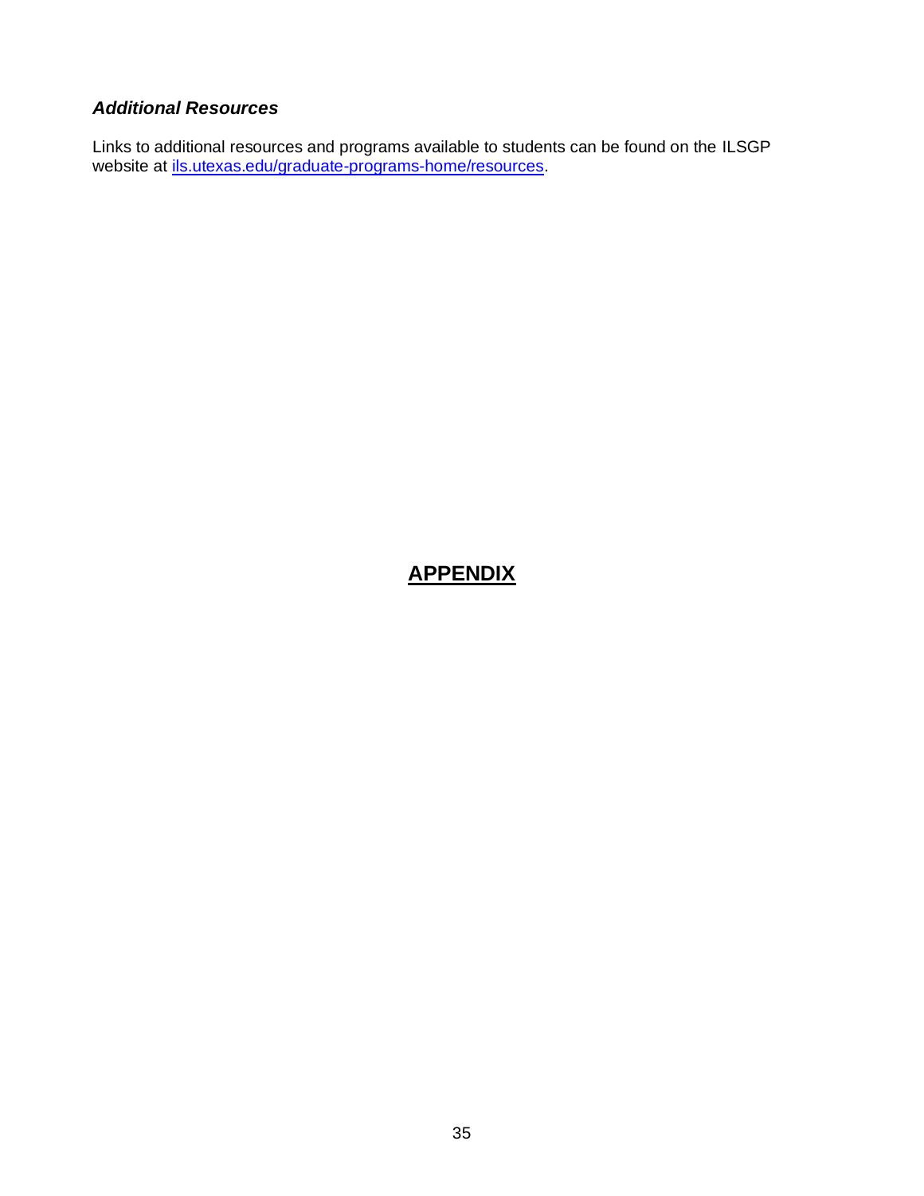### *Additional Resources*

Links to additional resources and programs available to students can be found on the ILSGP website at [ils.utexas.edu/graduate-programs-home/resources](ils.utexas.edu/graduate-programs-home/resources).

# APPENDIX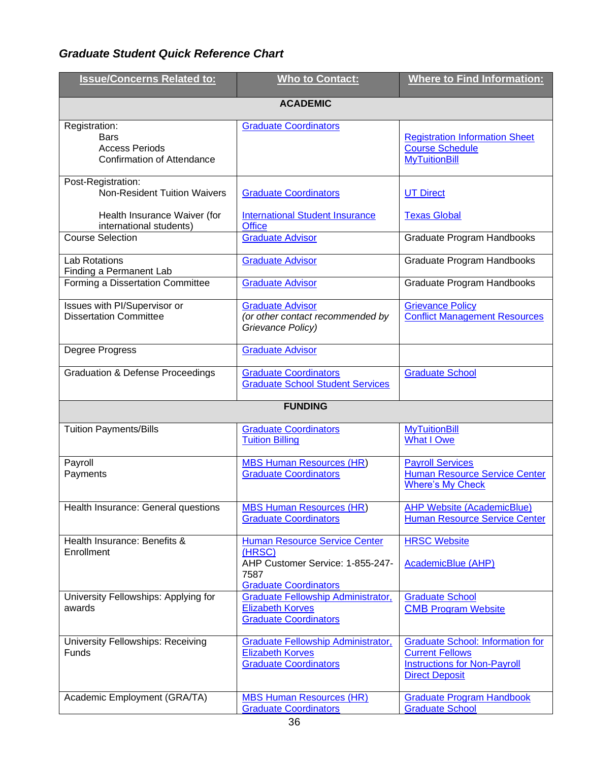### *Graduate Student Quick Reference Chart*

| Issue/Concerns Related to: | Who to Contact: | Where to Find Information: |
|---|---|---|
| **ACADEMIC** | | |
| Registration:<br>Bars<br>Access Periods<br>Confirmation of Attendance | Graduate Coordinators | Registration Information Sheet<br>Course Schedule<br>MyTuitionBill |
| Post-Registration:<br>Non-Resident Tuition Waivers<br><br>Health Insurance Waiver (for international students) | <br>Graduate Coordinators<br><br>International Student Insurance Office | <br>UT Direct<br><br>Texas Global |
| Course Selection | Graduate Advisor | Graduate Program Handbooks |
| Lab Rotations<br>Finding a Permanent Lab | Graduate Advisor | Graduate Program Handbooks |
| Forming a Dissertation Committee | Graduate Advisor | Graduate Program Handbooks |
| Issues with PI/Supervisor or Dissertation Committee | Graduate Advisor<br>*(or other contact recommended by Grievance Policy)* | Grievance Policy<br>Conflict Management Resources |
| Degree Progress | Graduate Advisor | |
| Graduation & Defense Proceedings | Graduate Coordinators<br>Graduate School Student Services | Graduate School |
| **FUNDING** | | |
| Tuition Payments/Bills | Graduate Coordinators<br>Tuition Billing | MyTuitionBill<br>What I Owe |
| Payroll<br>Payments | MBS Human Resources (HR)<br>Graduate Coordinators | Payroll Services<br>Human Resource Service Center<br>Where's My Check |
| Health Insurance: General questions | MBS Human Resources (HR)<br>Graduate Coordinators | AHP Website (AcademicBlue)<br>Human Resource Service Center |
| Health Insurance: Benefits & Enrollment | Human Resource Service Center (HRSC)<br>AHP Customer Service: 1-855-247-7587<br>Graduate Coordinators | HRSC Website<br><br>AcademicBlue (AHP) |
| University Fellowships: Applying for awards | Graduate Fellowship Administrator, Elizabeth Korves<br>Graduate Coordinators | Graduate School<br>CMB Program Website |
| University Fellowships: Receiving Funds | Graduate Fellowship Administrator, Elizabeth Korves<br>Graduate Coordinators | Graduate School: Information for Current Fellows<br>Instructions for Non-Payroll Direct Deposit |
| Academic Employment (GRA/TA) | MBS Human Resources (HR)<br>Graduate Coordinators | Graduate Program Handbook<br>Graduate School |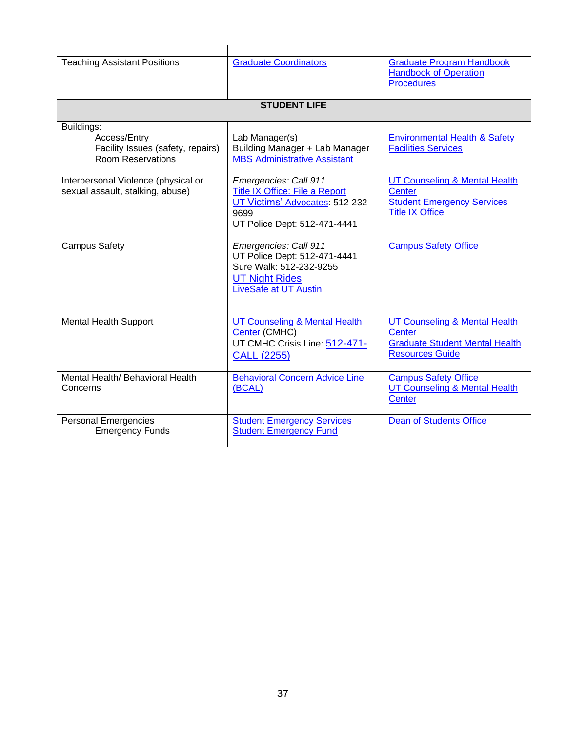| | | |
|---|---|---|
| Teaching Assistant Positions | Graduate Coordinators | Graduate Program Handbook<br>Handbook of Operation Procedures |
| **STUDENT LIFE** | | |
| Buildings:<br>Access/Entry<br>Facility Issues (safety, repairs)<br>Room Reservations | Lab Manager(s)<br>Building Manager + Lab Manager<br>MBS Administrative Assistant | Environmental Health & Safety<br>Facilities Services |
| Interpersonal Violence (physical or sexual assault, stalking, abuse) | *Emergencies: Call 911*<br>Title IX Office: File a Report<br>UT Victims' Advocates: 512-232-9699<br>UT Police Dept: 512-471-4441 | UT Counseling & Mental Health Center<br>Student Emergency Services<br>Title IX Office |
| Campus Safety | *Emergencies: Call 911*<br>UT Police Dept: 512-471-4441<br>Sure Walk: 512-232-9255<br>UT Night Rides<br>LiveSafe at UT Austin | Campus Safety Office |
| Mental Health Support | UT Counseling & Mental Health Center (CMHC)<br>UT CMHC Crisis Line: 512-471-CALL (2255) | UT Counseling & Mental Health Center<br>Graduate Student Mental Health Resources Guide |
| Mental Health/ Behavioral Health Concerns | Behavioral Concern Advice Line (BCAL) | Campus Safety Office<br>UT Counseling & Mental Health Center |
| Personal Emergencies<br>Emergency Funds | Student Emergency Services<br>Student Emergency Fund | Dean of Students Office |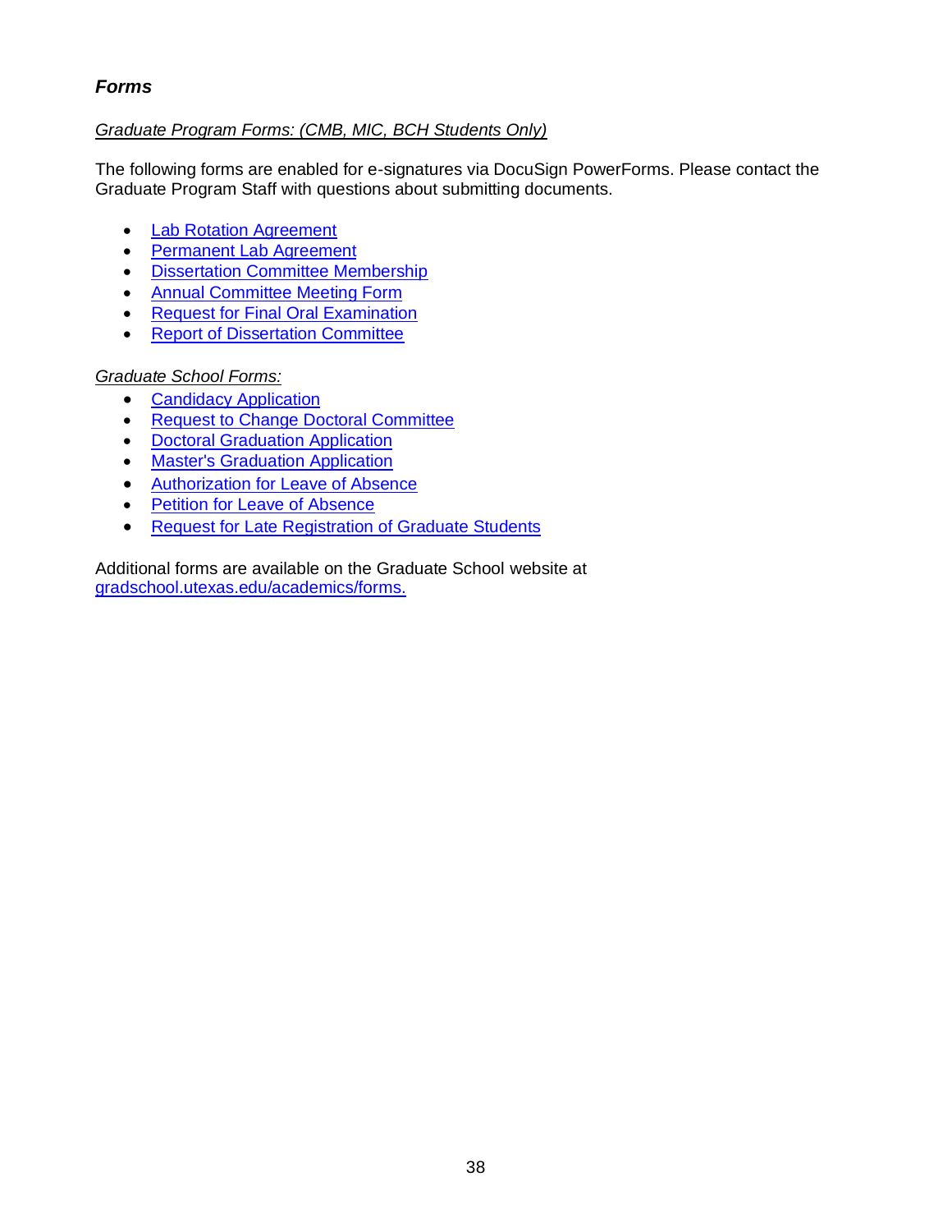## ***Forms***

*Graduate Program Forms: (CMB, MIC, BCH Students Only)*

The following forms are enabled for e-signatures via DocuSign PowerForms. Please contact the Graduate Program Staff with questions about submitting documents.

- Lab Rotation Agreement
- Permanent Lab Agreement
- Dissertation Committee Membership
- Annual Committee Meeting Form
- Request for Final Oral Examination
- Report of Dissertation Committee

*Graduate School Forms:*

- Candidacy Application
- Request to Change Doctoral Committee
- Doctoral Graduation Application
- Master's Graduation Application
- Authorization for Leave of Absence
- Petition for Leave of Absence
- Request for Late Registration of Graduate Students

Additional forms are available on the Graduate School website at gradschool.utexas.edu/academics/forms.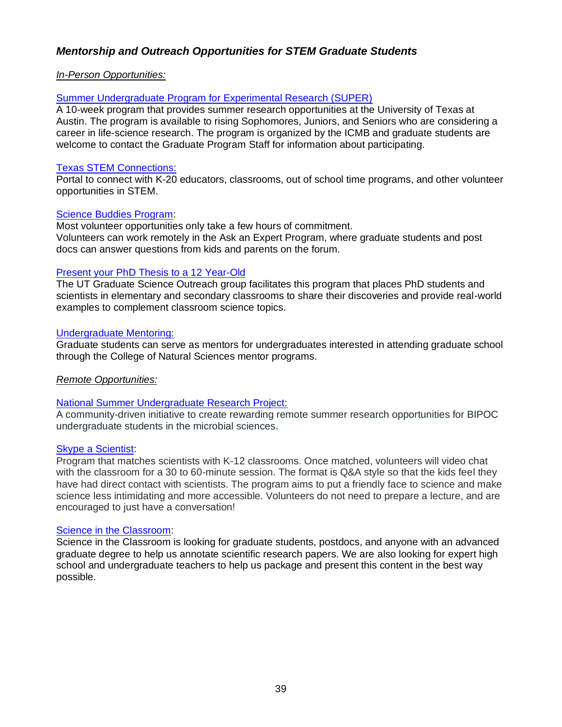### ***Mentorship and Outreach Opportunities for STEM Graduate Students***

*In-Person Opportunities:*

Summer Undergraduate Program for Experimental Research (SUPER)
A 10-week program that provides summer research opportunities at the University of Texas at Austin. The program is available to rising Sophomores, Juniors, and Seniors who are considering a career in life-science research. The program is organized by the ICMB and graduate students are welcome to contact the Graduate Program Staff for information about participating.

Texas STEM Connections:
Portal to connect with K-20 educators, classrooms, out of school time programs, and other volunteer opportunities in STEM.

Science Buddies Program:
Most volunteer opportunities only take a few hours of commitment.
Volunteers can work remotely in the Ask an Expert Program, where graduate students and post docs can answer questions from kids and parents on the forum.

Present your PhD Thesis to a 12 Year-Old
The UT Graduate Science Outreach group facilitates this program that places PhD students and scientists in elementary and secondary classrooms to share their discoveries and provide real-world examples to complement classroom science topics.

Undergraduate Mentoring:
Graduate students can serve as mentors for undergraduates interested in attending graduate school through the College of Natural Sciences mentor programs.

*Remote Opportunities:*

National Summer Undergraduate Research Project:
A community-driven initiative to create rewarding remote summer research opportunities for BIPOC undergraduate students in the microbial sciences.

Skype a Scientist:
Program that matches scientists with K-12 classrooms. Once matched, volunteers will video chat with the classroom for a 30 to 60-minute session. The format is Q&A style so that the kids feel they have had direct contact with scientists. The program aims to put a friendly face to science and make science less intimidating and more accessible. Volunteers do not need to prepare a lecture, and are encouraged to just have a conversation!

Science in the Classroom:
Science in the Classroom is looking for graduate students, postdocs, and anyone with an advanced graduate degree to help us annotate scientific research papers. We are also looking for expert high school and undergraduate teachers to help us package and present this content in the best way possible.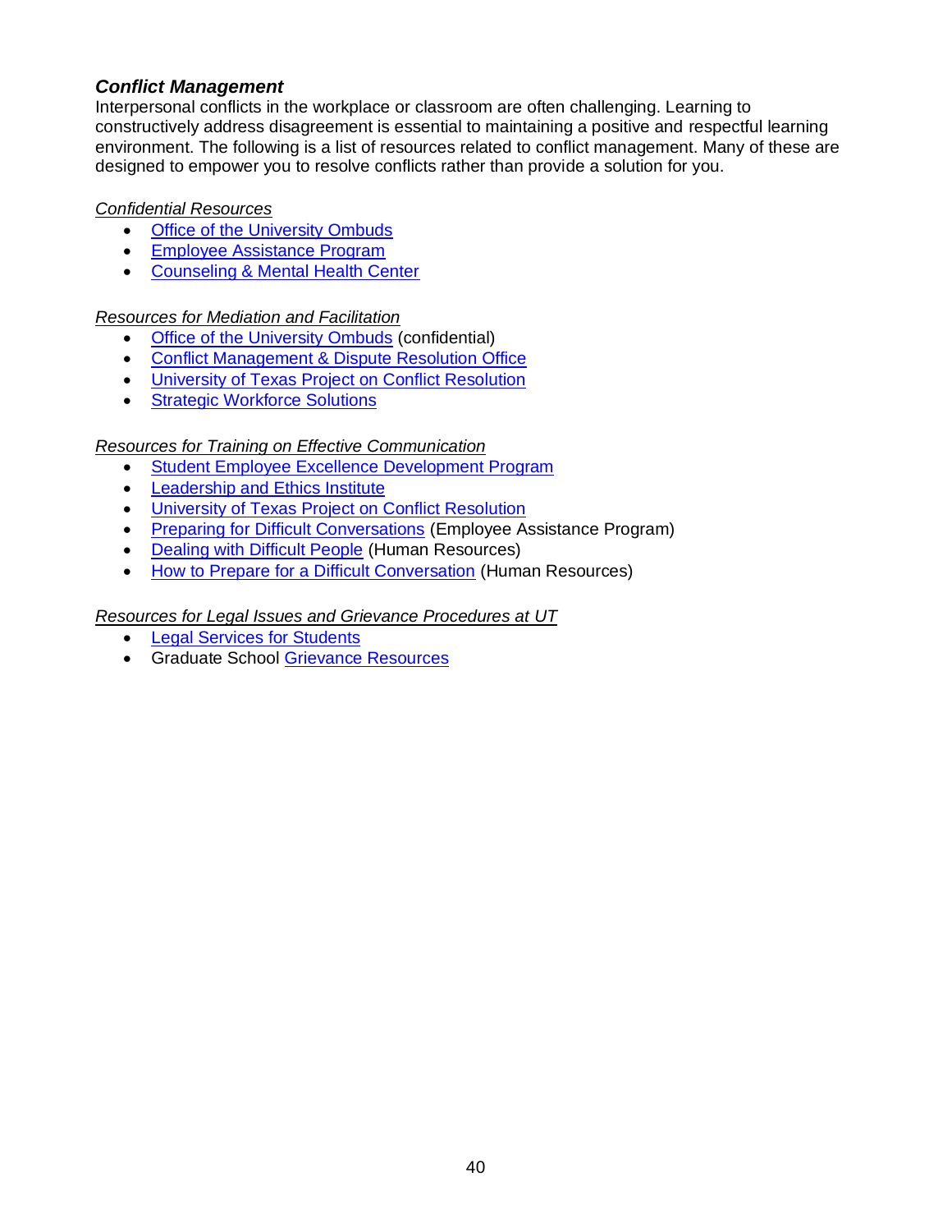### ***Conflict Management***

Interpersonal conflicts in the workplace or classroom are often challenging. Learning to constructively address disagreement is essential to maintaining a positive and respectful learning environment. The following is a list of resources related to conflict management. Many of these are designed to empower you to resolve conflicts rather than provide a solution for you.

*Confidential Resources*

- Office of the University Ombuds
- Employee Assistance Program
- Counseling & Mental Health Center

*Resources for Mediation and Facilitation*

- Office of the University Ombuds (confidential)
- Conflict Management & Dispute Resolution Office
- University of Texas Project on Conflict Resolution
- Strategic Workforce Solutions

*Resources for Training on Effective Communication*

- Student Employee Excellence Development Program
- Leadership and Ethics Institute
- University of Texas Project on Conflict Resolution
- Preparing for Difficult Conversations (Employee Assistance Program)
- Dealing with Difficult People (Human Resources)
- How to Prepare for a Difficult Conversation (Human Resources)

*Resources for Legal Issues and Grievance Procedures at UT*

- Legal Services for Students
- Graduate School Grievance Resources